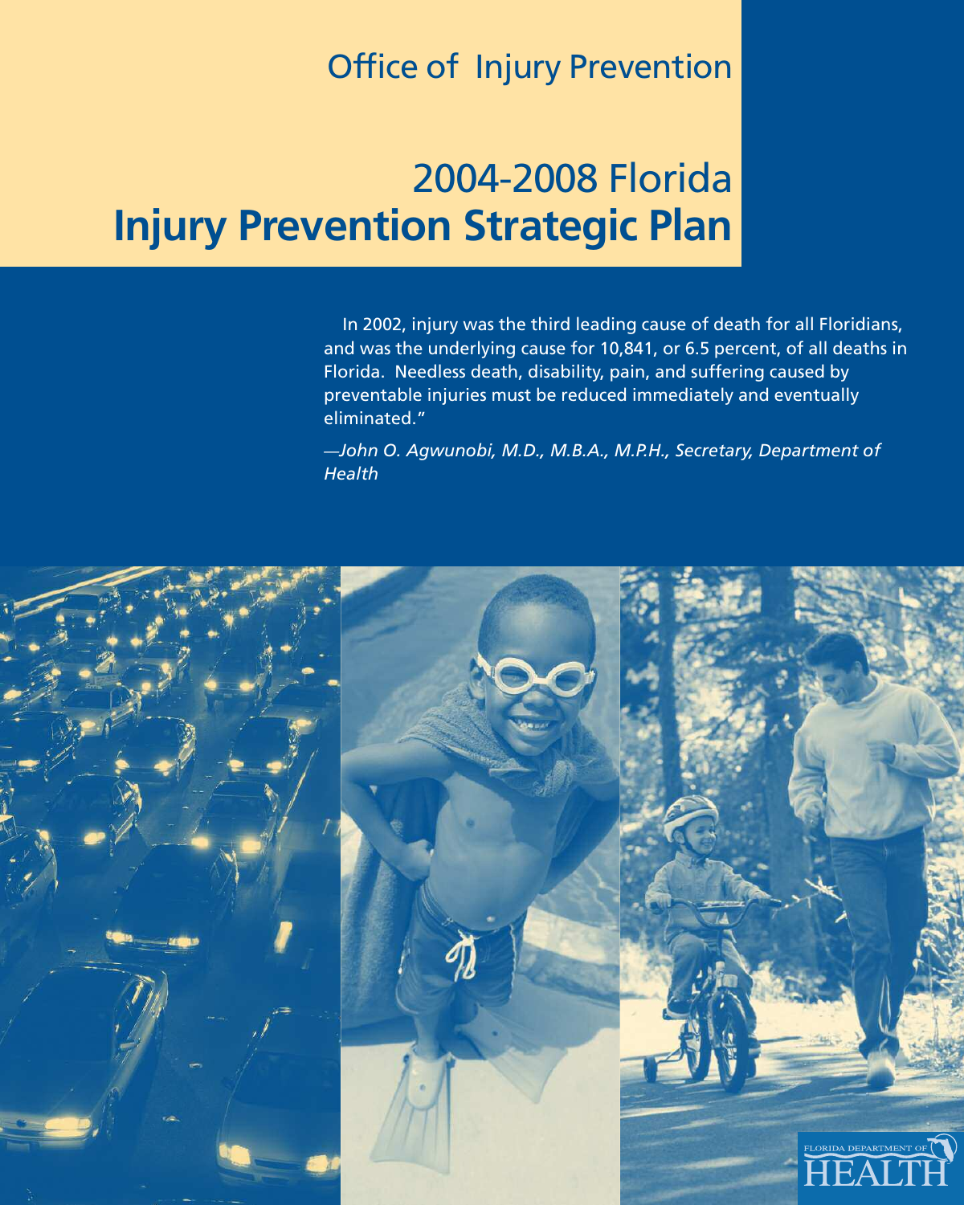Office of Injury Prevention

# 2004-2008 Florida **Injury Prevention Strategic Plan**

In 2002, injury was the third leading cause of death for all Floridians, and was the underlying cause for 10,841, or 6.5 percent, of all deaths in Florida. Needless death, disability, pain, and suffering caused by preventable injuries must be reduced immediately and eventually eliminated."

*—John O. Agwunobi, M.D., M.B.A., M.P.H., Secretary, Department of Health*

FLORIDA DEPARTMENT OF HEALTH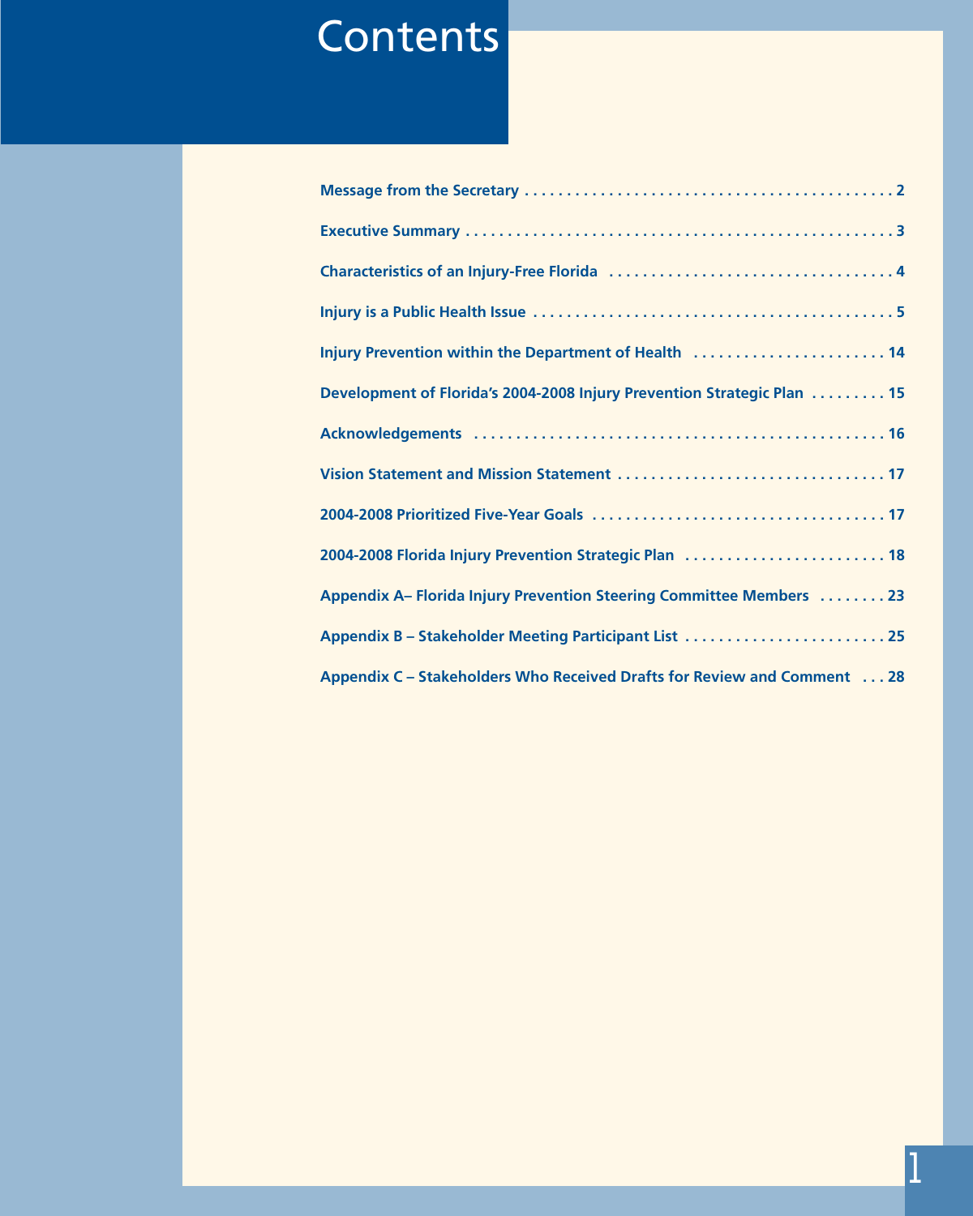# Contents

Message from the Secretary . . . . . . . . . . . . . . . . . . . . . . . . . . . . . . . . . . . . . . . . . . . . 2

Executive Summary . . . . . . . . . . . . . . . . . . . . . . . . . . . . . . . . . . . . . . . . . . . . . . . . . . 3

Characteristics of an Injury-Free Florida . . . . . . . . . . . . . . . . . . . . . . . . . . . . . . . . . . 4

Injury is a Public Health Issue . . . . . . . . . . . . . . . . . . . . . . . . . . . . . . . . . . . . . . . . . . . 5

Injury Prevention within the Department of Health . . . . . . . . . . . . . . . . . . . . . . . 14

Development of Florida's 2004-2008 Injury Prevention Strategic Plan . . . . . . . . . 15

Acknowledgements . . . . . . . . . . . . . . . . . . . . . . . . . . . . . . . . . . . . . . . . . . . . . . . . . 16

Vision Statement and Mission Statement . . . . . . . . . . . . . . . . . . . . . . . . . . . . . . . . 17

2004-2008 Prioritized Five-Year Goals . . . . . . . . . . . . . . . . . . . . . . . . . . . . . . . . . . . 17

2004-2008 Florida Injury Prevention Strategic Plan . . . . . . . . . . . . . . . . . . . . . . . . 18

Appendix A– Florida Injury Prevention Steering Committee Members . . . . . . . . 23

Appendix B – Stakeholder Meeting Participant List . . . . . . . . . . . . . . . . . . . . . . . . 25

Appendix C – Stakeholders Who Received Drafts for Review and Comment . . . 28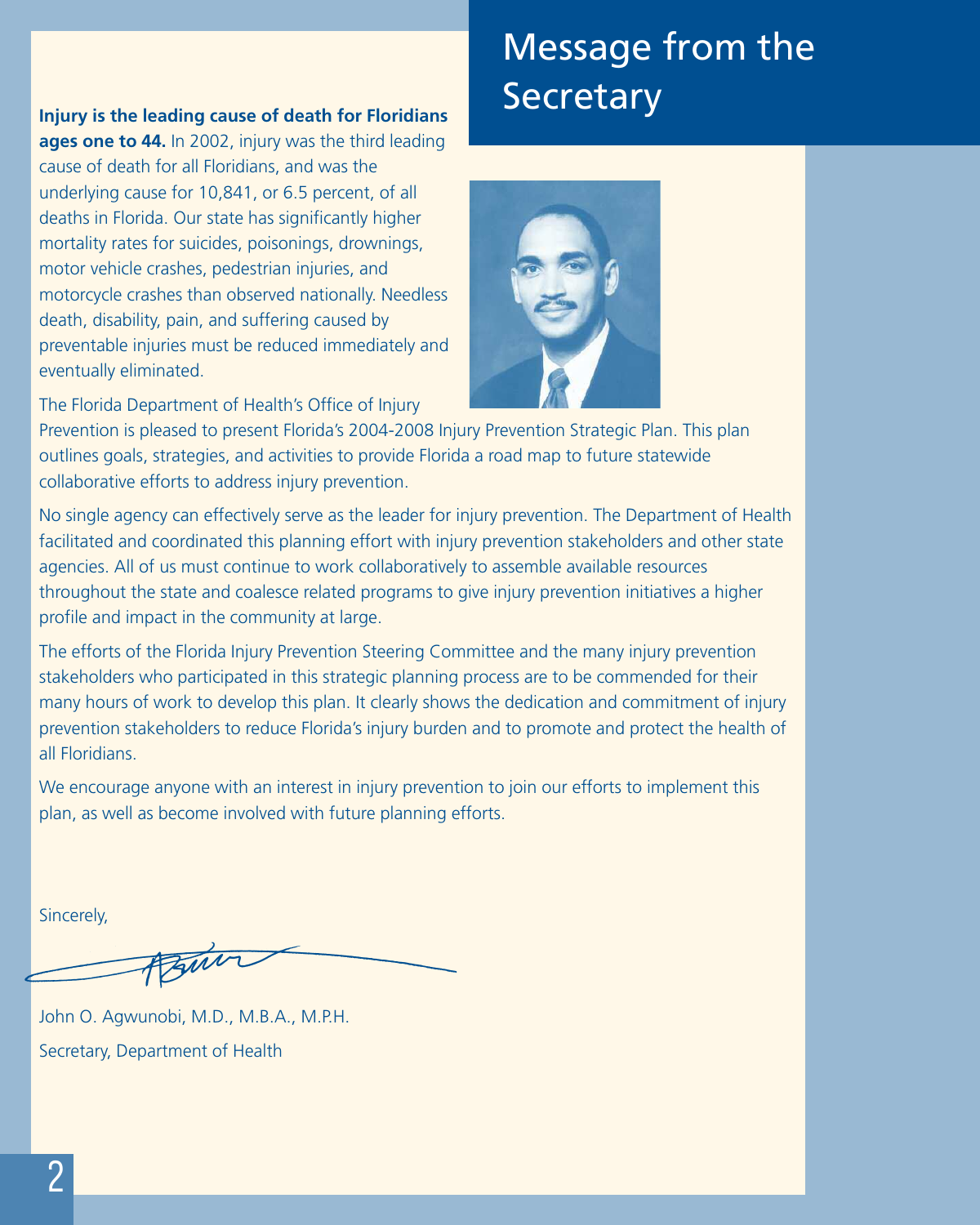# Message from the Secretary

**Injury is the leading cause of death for Floridians ages one to 44.** In 2002, injury was the third leading cause of death for all Floridians, and was the underlying cause for 10,841, or 6.5 percent, of all deaths in Florida. Our state has significantly higher mortality rates for suicides, poisonings, drownings, motor vehicle crashes, pedestrian injuries, and motorcycle crashes than observed nationally. Needless death, disability, pain, and suffering caused by preventable injuries must be reduced immediately and eventually eliminated.

The Florida Department of Health's Office of Injury Prevention is pleased to present Florida's 2004-2008 Injury Prevention Strategic Plan. This plan outlines goals, strategies, and activities to provide Florida a road map to future statewide collaborative efforts to address injury prevention.

No single agency can effectively serve as the leader for injury prevention. The Department of Health facilitated and coordinated this planning effort with injury prevention stakeholders and other state agencies. All of us must continue to work collaboratively to assemble available resources throughout the state and coalesce related programs to give injury prevention initiatives a higher profile and impact in the community at large.

The efforts of the Florida Injury Prevention Steering Committee and the many injury prevention stakeholders who participated in this strategic planning process are to be commended for their many hours of work to develop this plan. It clearly shows the dedication and commitment of injury prevention stakeholders to reduce Florida's injury burden and to promote and protect the health of all Floridians.

We encourage anyone with an interest in injury prevention to join our efforts to implement this plan, as well as become involved with future planning efforts.

Sincerely,

John O. Agwunobi, M.D., M.B.A., M.P.H.

Secretary, Department of Health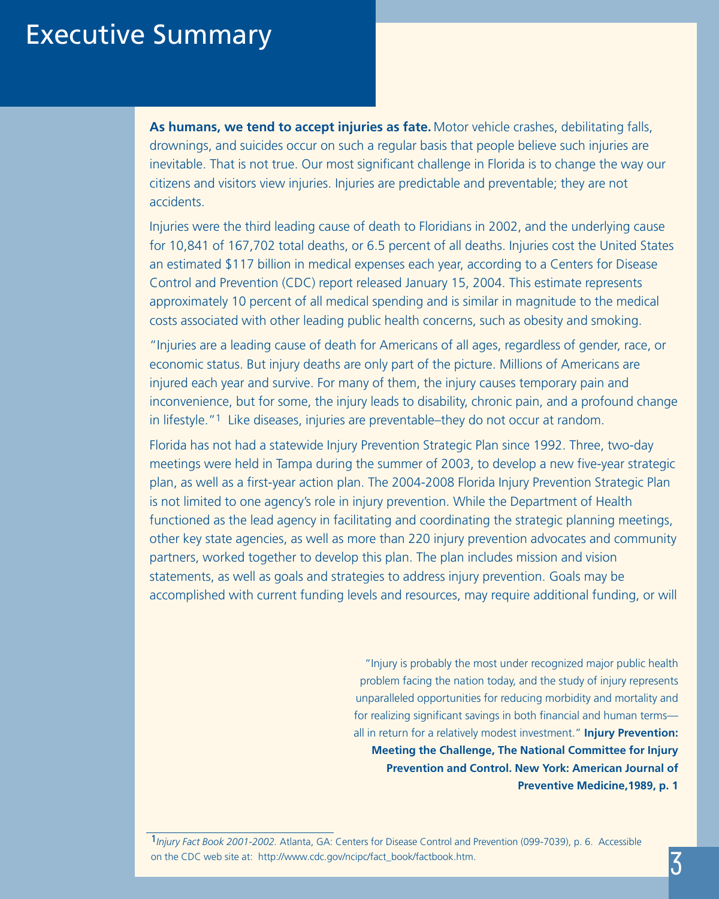# Executive Summary

**As humans, we tend to accept injuries as fate.** Motor vehicle crashes, debilitating falls, drownings, and suicides occur on such a regular basis that people believe such injuries are inevitable. That is not true. Our most significant challenge in Florida is to change the way our citizens and visitors view injuries. Injuries are predictable and preventable; they are not accidents.

Injuries were the third leading cause of death to Floridians in 2002, and the underlying cause for 10,841 of 167,702 total deaths, or 6.5 percent of all deaths. Injuries cost the United States an estimated $117 billion in medical expenses each year, according to a Centers for Disease Control and Prevention (CDC) report released January 15, 2004. This estimate represents approximately 10 percent of all medical spending and is similar in magnitude to the medical costs associated with other leading public health concerns, such as obesity and smoking.

"Injuries are a leading cause of death for Americans of all ages, regardless of gender, race, or economic status. But injury deaths are only part of the picture. Millions of Americans are injured each year and survive. For many of them, the injury causes temporary pain and inconvenience, but for some, the injury leads to disability, chronic pain, and a profound change in lifestyle."[1] Like diseases, injuries are preventable–they do not occur at random.

Florida has not had a statewide Injury Prevention Strategic Plan since 1992. Three, two-day meetings were held in Tampa during the summer of 2003, to develop a new five-year strategic plan, as well as a first-year action plan. The 2004-2008 Florida Injury Prevention Strategic Plan is not limited to one agency's role in injury prevention. While the Department of Health functioned as the lead agency in facilitating and coordinating the strategic planning meetings, other key state agencies, as well as more than 220 injury prevention advocates and community partners, worked together to develop this plan. The plan includes mission and vision statements, as well as goals and strategies to address injury prevention. Goals may be accomplished with current funding levels and resources, may require additional funding, or will

> "Injury is probably the most under recognized major public health problem facing the nation today, and the study of injury represents unparalleled opportunities for reducing morbidity and mortality and for realizing significant savings in both financial and human terms—all in return for a relatively modest investment." **Injury Prevention: Meeting the Challenge, The National Committee for Injury Prevention and Control. New York: American Journal of Preventive Medicine,1989, p. 1**

---

[1] *Injury Fact Book 2001-2002.* Atlanta, GA: Centers for Disease Control and Prevention (099-7039), p. 6. Accessible on the CDC web site at: http://www.cdc.gov/ncipc/fact_book/factbook.htm.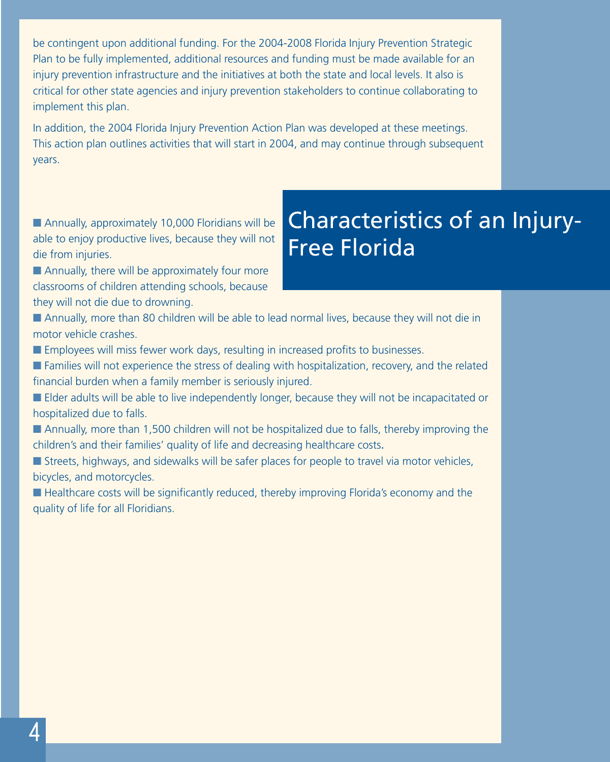be contingent upon additional funding. For the 2004-2008 Florida Injury Prevention Strategic Plan to be fully implemented, additional resources and funding must be made available for an injury prevention infrastructure and the initiatives at both the state and local levels. It also is critical for other state agencies and injury prevention stakeholders to continue collaborating to implement this plan.

In addition, the 2004 Florida Injury Prevention Action Plan was developed at these meetings. This action plan outlines activities that will start in 2004, and may continue through subsequent years.

## Characteristics of an Injury-Free Florida

- Annually, approximately 10,000 Floridians will be able to enjoy productive lives, because they will not die from injuries.
- Annually, there will be approximately four more classrooms of children attending schools, because they will not die due to drowning.
- Annually, more than 80 children will be able to lead normal lives, because they will not die in motor vehicle crashes.
- Employees will miss fewer work days, resulting in increased profits to businesses.
- Families will not experience the stress of dealing with hospitalization, recovery, and the related financial burden when a family member is seriously injured.
- Elder adults will be able to live independently longer, because they will not be incapacitated or hospitalized due to falls.
- Annually, more than 1,500 children will not be hospitalized due to falls, thereby improving the children's and their families' quality of life and decreasing healthcare costs.
- Streets, highways, and sidewalks will be safer places for people to travel via motor vehicles, bicycles, and motorcycles.
- Healthcare costs will be significantly reduced, thereby improving Florida's economy and the quality of life for all Floridians.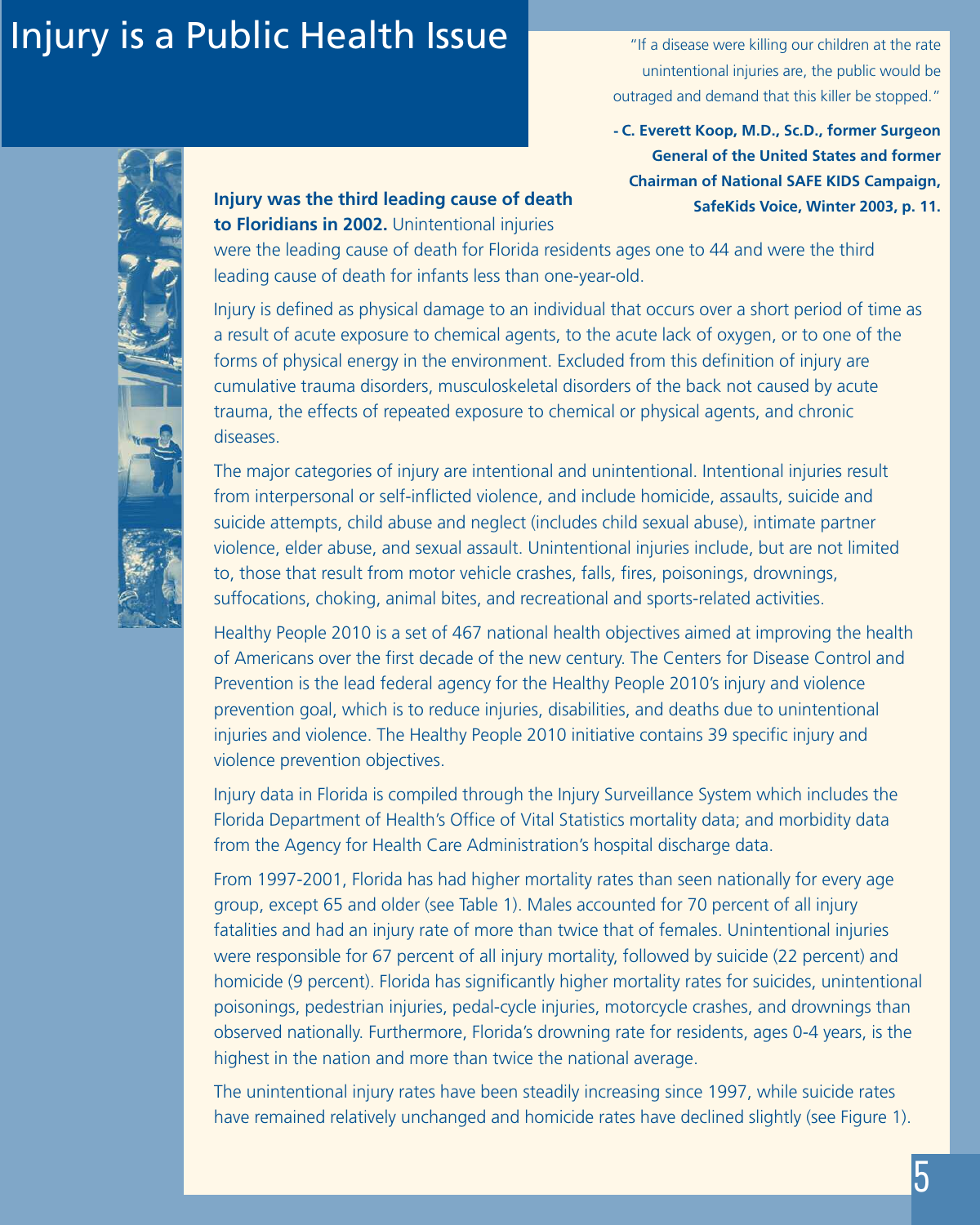# Injury is a Public Health Issue

"If a disease were killing our children at the rate unintentional injuries are, the public would be outraged and demand that this killer be stopped."

**- C. Everett Koop, M.D., Sc.D., former Surgeon General of the United States and former Chairman of National SAFE KIDS Campaign, SafeKids Voice, Winter 2003, p. 11.**

**Injury was the third leading cause of death to Floridians in 2002.** Unintentional injuries were the leading cause of death for Florida residents ages one to 44 and were the third leading cause of death for infants less than one-year-old.

Injury is defined as physical damage to an individual that occurs over a short period of time as a result of acute exposure to chemical agents, to the acute lack of oxygen, or to one of the forms of physical energy in the environment. Excluded from this definition of injury are cumulative trauma disorders, musculoskeletal disorders of the back not caused by acute trauma, the effects of repeated exposure to chemical or physical agents, and chronic diseases.

The major categories of injury are intentional and unintentional. Intentional injuries result from interpersonal or self-inflicted violence, and include homicide, assaults, suicide and suicide attempts, child abuse and neglect (includes child sexual abuse), intimate partner violence, elder abuse, and sexual assault. Unintentional injuries include, but are not limited to, those that result from motor vehicle crashes, falls, fires, poisonings, drownings, suffocations, choking, animal bites, and recreational and sports-related activities.

Healthy People 2010 is a set of 467 national health objectives aimed at improving the health of Americans over the first decade of the new century. The Centers for Disease Control and Prevention is the lead federal agency for the Healthy People 2010's injury and violence prevention goal, which is to reduce injuries, disabilities, and deaths due to unintentional injuries and violence. The Healthy People 2010 initiative contains 39 specific injury and violence prevention objectives.

Injury data in Florida is compiled through the Injury Surveillance System which includes the Florida Department of Health's Office of Vital Statistics mortality data; and morbidity data from the Agency for Health Care Administration's hospital discharge data.

From 1997-2001, Florida has had higher mortality rates than seen nationally for every age group, except 65 and older (see Table 1). Males accounted for 70 percent of all injury fatalities and had an injury rate of more than twice that of females. Unintentional injuries were responsible for 67 percent of all injury mortality, followed by suicide (22 percent) and homicide (9 percent). Florida has significantly higher mortality rates for suicides, unintentional poisonings, pedestrian injuries, pedal-cycle injuries, motorcycle crashes, and drownings than observed nationally. Furthermore, Florida's drowning rate for residents, ages 0-4 years, is the highest in the nation and more than twice the national average.

The unintentional injury rates have been steadily increasing since 1997, while suicide rates have remained relatively unchanged and homicide rates have declined slightly (see Figure 1).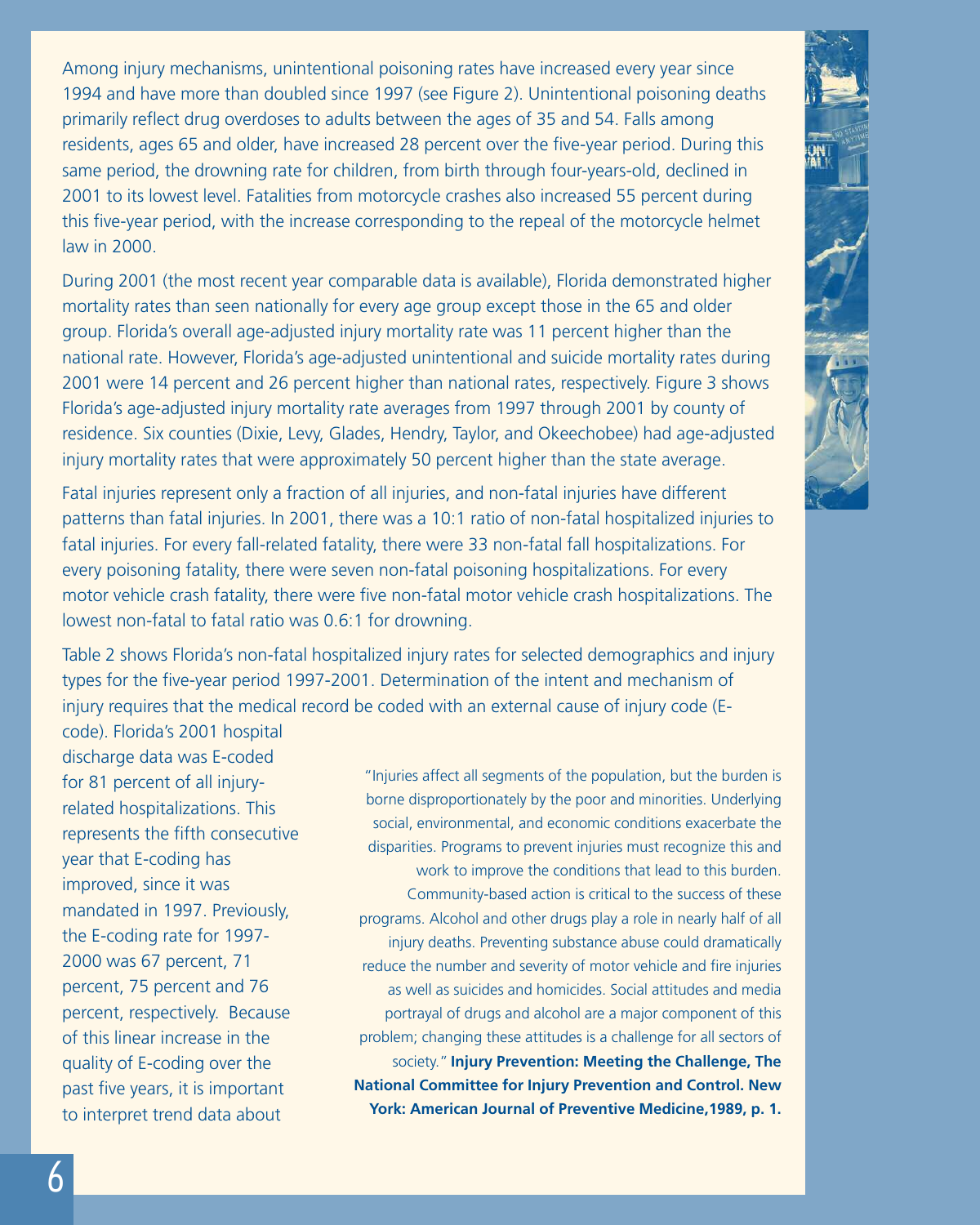Among injury mechanisms, unintentional poisoning rates have increased every year since 1994 and have more than doubled since 1997 (see Figure 2). Unintentional poisoning deaths primarily reflect drug overdoses to adults between the ages of 35 and 54. Falls among residents, ages 65 and older, have increased 28 percent over the five-year period. During this same period, the drowning rate for children, from birth through four-years-old, declined in 2001 to its lowest level. Fatalities from motorcycle crashes also increased 55 percent during this five-year period, with the increase corresponding to the repeal of the motorcycle helmet law in 2000.

During 2001 (the most recent year comparable data is available), Florida demonstrated higher mortality rates than seen nationally for every age group except those in the 65 and older group. Florida's overall age-adjusted injury mortality rate was 11 percent higher than the national rate. However, Florida's age-adjusted unintentional and suicide mortality rates during 2001 were 14 percent and 26 percent higher than national rates, respectively. Figure 3 shows Florida's age-adjusted injury mortality rate averages from 1997 through 2001 by county of residence. Six counties (Dixie, Levy, Glades, Hendry, Taylor, and Okeechobee) had age-adjusted injury mortality rates that were approximately 50 percent higher than the state average.

Fatal injuries represent only a fraction of all injuries, and non-fatal injuries have different patterns than fatal injuries. In 2001, there was a 10:1 ratio of non-fatal hospitalized injuries to fatal injuries. For every fall-related fatality, there were 33 non-fatal fall hospitalizations. For every poisoning fatality, there were seven non-fatal poisoning hospitalizations. For every motor vehicle crash fatality, there were five non-fatal motor vehicle crash hospitalizations. The lowest non-fatal to fatal ratio was 0.6:1 for drowning.

Table 2 shows Florida's non-fatal hospitalized injury rates for selected demographics and injury types for the five-year period 1997-2001. Determination of the intent and mechanism of injury requires that the medical record be coded with an external cause of injury code (E-code). Florida's 2001 hospital discharge data was E-coded for 81 percent of all injury-related hospitalizations. This represents the fifth consecutive year that E-coding has improved, since it was mandated in 1997. Previously, the E-coding rate for 1997-2000 was 67 percent, 71 percent, 75 percent and 76 percent, respectively. Because of this linear increase in the quality of E-coding over the past five years, it is important to interpret trend data about

"Injuries affect all segments of the population, but the burden is borne disproportionately by the poor and minorities. Underlying social, environmental, and economic conditions exacerbate the disparities. Programs to prevent injuries must recognize this and work to improve the conditions that lead to this burden. Community-based action is critical to the success of these programs. Alcohol and other drugs play a role in nearly half of all injury deaths. Preventing substance abuse could dramatically reduce the number and severity of motor vehicle and fire injuries as well as suicides and homicides. Social attitudes and media portrayal of drugs and alcohol are a major component of this problem; changing these attitudes is a challenge for all sectors of society." **Injury Prevention: Meeting the Challenge, The National Committee for Injury Prevention and Control. New York: American Journal of Preventive Medicine,1989, p. 1.**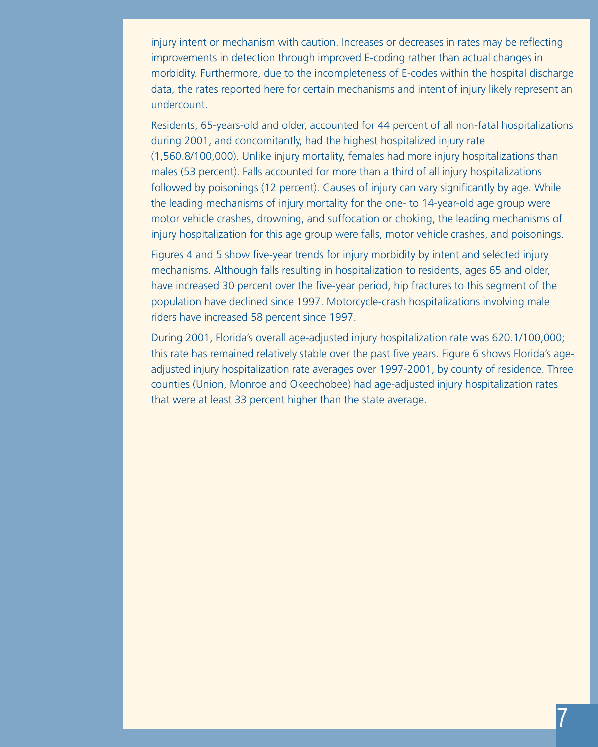injury intent or mechanism with caution. Increases or decreases in rates may be reflecting improvements in detection through improved E-coding rather than actual changes in morbidity. Furthermore, due to the incompleteness of E-codes within the hospital discharge data, the rates reported here for certain mechanisms and intent of injury likely represent an undercount.

Residents, 65-years-old and older, accounted for 44 percent of all non-fatal hospitalizations during 2001, and concomitantly, had the highest hospitalized injury rate (1,560.8/100,000). Unlike injury mortality, females had more injury hospitalizations than males (53 percent). Falls accounted for more than a third of all injury hospitalizations followed by poisonings (12 percent). Causes of injury can vary significantly by age. While the leading mechanisms of injury mortality for the one- to 14-year-old age group were motor vehicle crashes, drowning, and suffocation or choking, the leading mechanisms of injury hospitalization for this age group were falls, motor vehicle crashes, and poisonings.

Figures 4 and 5 show five-year trends for injury morbidity by intent and selected injury mechanisms. Although falls resulting in hospitalization to residents, ages 65 and older, have increased 30 percent over the five-year period, hip fractures to this segment of the population have declined since 1997. Motorcycle-crash hospitalizations involving male riders have increased 58 percent since 1997.

During 2001, Florida's overall age-adjusted injury hospitalization rate was 620.1/100,000; this rate has remained relatively stable over the past five years. Figure 6 shows Florida's age-adjusted injury hospitalization rate averages over 1997-2001, by county of residence. Three counties (Union, Monroe and Okeechobee) had age-adjusted injury hospitalization rates that were at least 33 percent higher than the state average.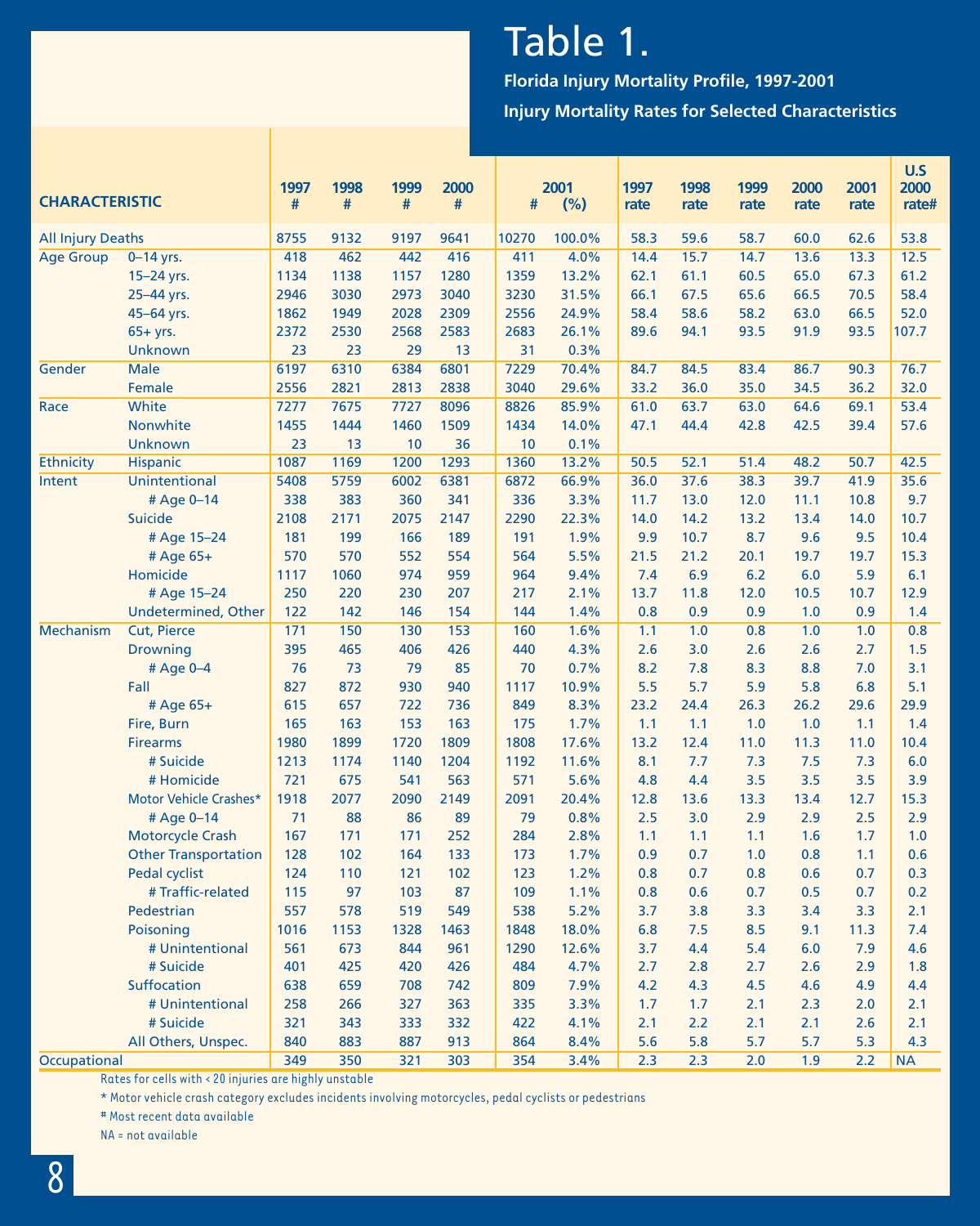# Table 1.

**Florida Injury Mortality Profile, 1997-2001**

**Injury Mortality Rates for Selected Characteristics**

| CHARACTERISTIC | | 1997 # | 1998 # | 1999 # | 2000 # | 2001 # | 2001 (%) | 1997 rate | 1998 rate | 1999 rate | 2000 rate | 2001 rate | U.S 2000 rate# |
|---|---|---|---|---|---|---|---|---|---|---|---|---|---|
| All Injury Deaths | | 8755 | 9132 | 9197 | 9641 | 10270 | 100.0% | 58.3 | 59.6 | 58.7 | 60.0 | 62.6 | 53.8 |
| Age Group | 0–14 yrs. | 418 | 462 | 442 | 416 | 411 | 4.0% | 14.4 | 15.7 | 14.7 | 13.6 | 13.3 | 12.5 |
| | 15–24 yrs. | 1134 | 1138 | 1157 | 1280 | 1359 | 13.2% | 62.1 | 61.1 | 60.5 | 65.0 | 67.3 | 61.2 |
| | 25–44 yrs. | 2946 | 3030 | 2973 | 3040 | 3230 | 31.5% | 66.1 | 67.5 | 65.6 | 66.5 | 70.5 | 58.4 |
| | 45–64 yrs. | 1862 | 1949 | 2028 | 2309 | 2556 | 24.9% | 58.4 | 58.6 | 58.2 | 63.0 | 66.5 | 52.0 |
| | 65+ yrs. | 2372 | 2530 | 2568 | 2583 | 2683 | 26.1% | 89.6 | 94.1 | 93.5 | 91.9 | 93.5 | 107.7 |
| | Unknown | 23 | 23 | 29 | 13 | 31 | 0.3% | | | | | | |
| Gender | Male | 6197 | 6310 | 6384 | 6801 | 7229 | 70.4% | 84.7 | 84.5 | 83.4 | 86.7 | 90.3 | 76.7 |
| | Female | 2556 | 2821 | 2813 | 2838 | 3040 | 29.6% | 33.2 | 36.0 | 35.0 | 34.5 | 36.2 | 32.0 |
| Race | White | 7277 | 7675 | 7727 | 8096 | 8826 | 85.9% | 61.0 | 63.7 | 63.0 | 64.6 | 69.1 | 53.4 |
| | Nonwhite | 1455 | 1444 | 1460 | 1509 | 1434 | 14.0% | 47.1 | 44.4 | 42.8 | 42.5 | 39.4 | 57.6 |
| | Unknown | 23 | 13 | 10 | 36 | 10 | 0.1% | | | | | | |
| Ethnicity | Hispanic | 1087 | 1169 | 1200 | 1293 | 1360 | 13.2% | 50.5 | 52.1 | 51.4 | 48.2 | 50.7 | 42.5 |
| Intent | Unintentional | 5408 | 5759 | 6002 | 6381 | 6872 | 66.9% | 36.0 | 37.6 | 38.3 | 39.7 | 41.9 | 35.6 |
| | # Age 0–14 | 338 | 383 | 360 | 341 | 336 | 3.3% | 11.7 | 13.0 | 12.0 | 11.1 | 10.8 | 9.7 |
| | Suicide | 2108 | 2171 | 2075 | 2147 | 2290 | 22.3% | 14.0 | 14.2 | 13.2 | 13.4 | 14.0 | 10.7 |
| | # Age 15–24 | 181 | 199 | 166 | 189 | 191 | 1.9% | 9.9 | 10.7 | 8.7 | 9.6 | 9.5 | 10.4 |
| | # Age 65+ | 570 | 570 | 552 | 554 | 564 | 5.5% | 21.5 | 21.2 | 20.1 | 19.7 | 19.7 | 15.3 |
| | Homicide | 1117 | 1060 | 974 | 959 | 964 | 9.4% | 7.4 | 6.9 | 6.2 | 6.0 | 5.9 | 6.1 |
| | # Age 15–24 | 250 | 220 | 230 | 207 | 217 | 2.1% | 13.7 | 11.8 | 12.0 | 10.5 | 10.7 | 12.9 |
| | Undetermined, Other | 122 | 142 | 146 | 154 | 144 | 1.4% | 0.8 | 0.9 | 0.9 | 1.0 | 0.9 | 1.4 |
| Mechanism | Cut, Pierce | 171 | 150 | 130 | 153 | 160 | 1.6% | 1.1 | 1.0 | 0.8 | 1.0 | 1.0 | 0.8 |
| | Drowning | 395 | 465 | 406 | 426 | 440 | 4.3% | 2.6 | 3.0 | 2.6 | 2.6 | 2.7 | 1.5 |
| | # Age 0–4 | 76 | 73 | 79 | 85 | 70 | 0.7% | 8.2 | 7.8 | 8.3 | 8.8 | 7.0 | 3.1 |
| | Fall | 827 | 872 | 930 | 940 | 1117 | 10.9% | 5.5 | 5.7 | 5.9 | 5.8 | 6.8 | 5.1 |
| | # Age 65+ | 615 | 657 | 722 | 736 | 849 | 8.3% | 23.2 | 24.4 | 26.3 | 26.2 | 29.6 | 29.9 |
| | Fire, Burn | 165 | 163 | 153 | 163 | 175 | 1.7% | 1.1 | 1.1 | 1.0 | 1.0 | 1.1 | 1.4 |
| | Firearms | 1980 | 1899 | 1720 | 1809 | 1808 | 17.6% | 13.2 | 12.4 | 11.0 | 11.3 | 11.0 | 10.4 |
| | # Suicide | 1213 | 1174 | 1140 | 1204 | 1192 | 11.6% | 8.1 | 7.7 | 7.3 | 7.5 | 7.3 | 6.0 |
| | # Homicide | 721 | 675 | 541 | 563 | 571 | 5.6% | 4.8 | 4.4 | 3.5 | 3.5 | 3.5 | 3.9 |
| | Motor Vehicle Crashes* | 1918 | 2077 | 2090 | 2149 | 2091 | 20.4% | 12.8 | 13.6 | 13.3 | 13.4 | 12.7 | 15.3 |
| | # Age 0–14 | 71 | 88 | 86 | 89 | 79 | 0.8% | 2.5 | 3.0 | 2.9 | 2.9 | 2.5 | 2.9 |
| | Motorcycle Crash | 167 | 171 | 171 | 252 | 284 | 2.8% | 1.1 | 1.1 | 1.1 | 1.6 | 1.7 | 1.0 |
| | Other Transportation | 128 | 102 | 164 | 133 | 173 | 1.7% | 0.9 | 0.7 | 1.0 | 0.8 | 1.1 | 0.6 |
| | Pedal cyclist | 124 | 110 | 121 | 102 | 123 | 1.2% | 0.8 | 0.7 | 0.8 | 0.6 | 0.7 | 0.3 |
| | # Traffic-related | 115 | 97 | 103 | 87 | 109 | 1.1% | 0.8 | 0.6 | 0.7 | 0.5 | 0.7 | 0.2 |
| | Pedestrian | 557 | 578 | 519 | 549 | 538 | 5.2% | 3.7 | 3.8 | 3.3 | 3.4 | 3.3 | 2.1 |
| | Poisoning | 1016 | 1153 | 1328 | 1463 | 1848 | 18.0% | 6.8 | 7.5 | 8.5 | 9.1 | 11.3 | 7.4 |
| | # Unintentional | 561 | 673 | 844 | 961 | 1290 | 12.6% | 3.7 | 4.4 | 5.4 | 6.0 | 7.9 | 4.6 |
| | # Suicide | 401 | 425 | 420 | 426 | 484 | 4.7% | 2.7 | 2.8 | 2.7 | 2.6 | 2.9 | 1.8 |
| | Suffocation | 638 | 659 | 708 | 742 | 809 | 7.9% | 4.2 | 4.3 | 4.5 | 4.6 | 4.9 | 4.4 |
| | # Unintentional | 258 | 266 | 327 | 363 | 335 | 3.3% | 1.7 | 1.7 | 2.1 | 2.3 | 2.0 | 2.1 |
| | # Suicide | 321 | 343 | 333 | 332 | 422 | 4.1% | 2.1 | 2.2 | 2.1 | 2.1 | 2.6 | 2.1 |
| | All Others, Unspec. | 840 | 883 | 887 | 913 | 864 | 8.4% | 5.6 | 5.8 | 5.7 | 5.7 | 5.3 | 4.3 |
| Occupational | | 349 | 350 | 321 | 303 | 354 | 3.4% | 2.3 | 2.3 | 2.0 | 1.9 | 2.2 | NA |

Rates for cells with < 20 injuries are highly unstable

* Motor vehicle crash category excludes incidents involving motorcycles, pedal cyclists or pedestrians

# Most recent data available

NA = not available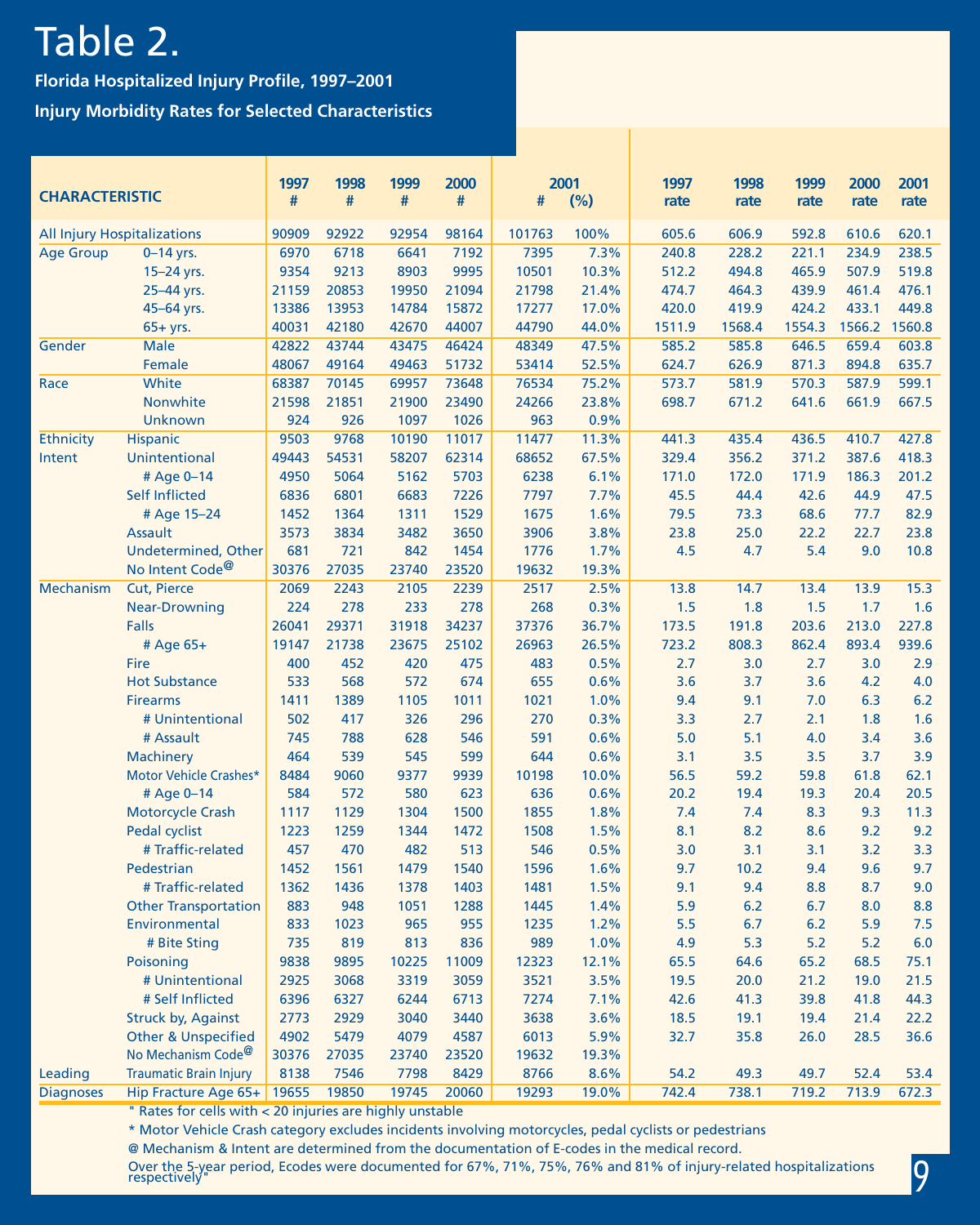# Table 2.

**Florida Hospitalized Injury Profile, 1997–2001**

**Injury Morbidity Rates for Selected Characteristics**

| CHARACTERISTIC | | 1997 # | 1998 # | 1999 # | 2000 # | 2001 # | 2001 (%) | 1997 rate | 1998 rate | 1999 rate | 2000 rate | 2001 rate |
|---|---|---|---|---|---|---|---|---|---|---|---|---|
| All Injury Hospitalizations | | 90909 | 92922 | 92954 | 98164 | 101763 | 100% | 605.6 | 606.9 | 592.8 | 610.6 | 620.1 |
| Age Group | 0–14 yrs. | 6970 | 6718 | 6641 | 7192 | 7395 | 7.3% | 240.8 | 228.2 | 221.1 | 234.9 | 238.5 |
| | 15–24 yrs. | 9354 | 9213 | 8903 | 9995 | 10501 | 10.3% | 512.2 | 494.8 | 465.9 | 507.9 | 519.8 |
| | 25–44 yrs. | 21159 | 20853 | 19950 | 21094 | 21798 | 21.4% | 474.7 | 464.3 | 439.9 | 461.4 | 476.1 |
| | 45–64 yrs. | 13386 | 13953 | 14784 | 15872 | 17277 | 17.0% | 420.0 | 419.9 | 424.2 | 433.1 | 449.8 |
| | 65+ yrs. | 40031 | 42180 | 42670 | 44007 | 44790 | 44.0% | 1511.9 | 1568.4 | 1554.3 | 1566.2 | 1560.8 |
| Gender | Male | 42822 | 43744 | 43475 | 46424 | 48349 | 47.5% | 585.2 | 585.8 | 646.5 | 659.4 | 603.8 |
| | Female | 48067 | 49164 | 49463 | 51732 | 53414 | 52.5% | 624.7 | 626.9 | 871.3 | 894.8 | 635.7 |
| Race | White | 68387 | 70145 | 69957 | 73648 | 76534 | 75.2% | 573.7 | 581.9 | 570.3 | 587.9 | 599.1 |
| | Nonwhite | 21598 | 21851 | 21900 | 23490 | 24266 | 23.8% | 698.7 | 671.2 | 641.6 | 661.9 | 667.5 |
| | Unknown | 924 | 926 | 1097 | 1026 | 963 | 0.9% | | | | | |
| Ethnicity | Hispanic | 9503 | 9768 | 10190 | 11017 | 11477 | 11.3% | 441.3 | 435.4 | 436.5 | 410.7 | 427.8 |
| Intent | Unintentional | 49443 | 54531 | 58207 | 62314 | 68652 | 67.5% | 329.4 | 356.2 | 371.2 | 387.6 | 418.3 |
| | # Age 0–14 | 4950 | 5064 | 5162 | 5703 | 6238 | 6.1% | 171.0 | 172.0 | 171.9 | 186.3 | 201.2 |
| | Self Inflicted | 6836 | 6801 | 6683 | 7226 | 7797 | 7.7% | 45.5 | 44.4 | 42.6 | 44.9 | 47.5 |
| | # Age 15–24 | 1452 | 1364 | 1311 | 1529 | 1675 | 1.6% | 79.5 | 73.3 | 68.6 | 77.7 | 82.9 |
| | Assault | 3573 | 3834 | 3482 | 3650 | 3906 | 3.8% | 23.8 | 25.0 | 22.2 | 22.7 | 23.8 |
| | Undetermined, Other | 681 | 721 | 842 | 1454 | 1776 | 1.7% | 4.5 | 4.7 | 5.4 | 9.0 | 10.8 |
| | No Intent Code@ | 30376 | 27035 | 23740 | 23520 | 19632 | 19.3% | | | | | |
| Mechanism | Cut, Pierce | 2069 | 2243 | 2105 | 2239 | 2517 | 2.5% | 13.8 | 14.7 | 13.4 | 13.9 | 15.3 |
| | Near-Drowning | 224 | 278 | 233 | 278 | 268 | 0.3% | 1.5 | 1.8 | 1.5 | 1.7 | 1.6 |
| | Falls | 26041 | 29371 | 31918 | 34237 | 37376 | 36.7% | 173.5 | 191.8 | 203.6 | 213.0 | 227.8 |
| | # Age 65+ | 19147 | 21738 | 23675 | 25102 | 26963 | 26.5% | 723.2 | 808.3 | 862.4 | 893.4 | 939.6 |
| | Fire | 400 | 452 | 420 | 475 | 483 | 0.5% | 2.7 | 3.0 | 2.7 | 3.0 | 2.9 |
| | Hot Substance | 533 | 568 | 572 | 674 | 655 | 0.6% | 3.6 | 3.7 | 3.6 | 4.2 | 4.0 |
| | Firearms | 1411 | 1389 | 1105 | 1011 | 1021 | 1.0% | 9.4 | 9.1 | 7.0 | 6.3 | 6.2 |
| | # Unintentional | 502 | 417 | 326 | 296 | 270 | 0.3% | 3.3 | 2.7 | 2.1 | 1.8 | 1.6 |
| | # Assault | 745 | 788 | 628 | 546 | 591 | 0.6% | 5.0 | 5.1 | 4.0 | 3.4 | 3.6 |
| | Machinery | 464 | 539 | 545 | 599 | 644 | 0.6% | 3.1 | 3.5 | 3.5 | 3.7 | 3.9 |
| | Motor Vehicle Crashes* | 8484 | 9060 | 9377 | 9939 | 10198 | 10.0% | 56.5 | 59.2 | 59.8 | 61.8 | 62.1 |
| | # Age 0–14 | 584 | 572 | 580 | 623 | 636 | 0.6% | 20.2 | 19.4 | 19.3 | 20.4 | 20.5 |
| | Motorcycle Crash | 1117 | 1129 | 1304 | 1500 | 1855 | 1.8% | 7.4 | 7.4 | 8.3 | 9.3 | 11.3 |
| | Pedal cyclist | 1223 | 1259 | 1344 | 1472 | 1508 | 1.5% | 8.1 | 8.2 | 8.6 | 9.2 | 9.2 |
| | # Traffic-related | 457 | 470 | 482 | 513 | 546 | 0.5% | 3.0 | 3.1 | 3.1 | 3.2 | 3.3 |
| | Pedestrian | 1452 | 1561 | 1479 | 1540 | 1596 | 1.6% | 9.7 | 10.2 | 9.4 | 9.6 | 9.7 |
| | # Traffic-related | 1362 | 1436 | 1378 | 1403 | 1481 | 1.5% | 9.1 | 9.4 | 8.8 | 8.7 | 9.0 |
| | Other Transportation | 883 | 948 | 1051 | 1288 | 1445 | 1.4% | 5.9 | 6.2 | 6.7 | 8.0 | 8.8 |
| | Environmental | 833 | 1023 | 965 | 955 | 1235 | 1.2% | 5.5 | 6.7 | 6.2 | 5.9 | 7.5 |
| | # Bite Sting | 735 | 819 | 813 | 836 | 989 | 1.0% | 4.9 | 5.3 | 5.2 | 5.2 | 6.0 |
| | Poisoning | 9838 | 9895 | 10225 | 11009 | 12323 | 12.1% | 65.5 | 64.6 | 65.2 | 68.5 | 75.1 |
| | # Unintentional | 2925 | 3068 | 3319 | 3059 | 3521 | 3.5% | 19.5 | 20.0 | 21.2 | 19.0 | 21.5 |
| | # Self Inflicted | 6396 | 6327 | 6244 | 6713 | 7274 | 7.1% | 42.6 | 41.3 | 39.8 | 41.8 | 44.3 |
| | Struck by, Against | 2773 | 2929 | 3040 | 3440 | 3638 | 3.6% | 18.5 | 19.1 | 19.4 | 21.4 | 22.2 |
| | Other & Unspecified | 4902 | 5479 | 4079 | 4587 | 6013 | 5.9% | 32.7 | 35.8 | 26.0 | 28.5 | 36.6 |
| | No Mechanism Code@ | 30376 | 27035 | 23740 | 23520 | 19632 | 19.3% | | | | | |
| Leading | Traumatic Brain Injury | 8138 | 7546 | 7798 | 8429 | 8766 | 8.6% | 54.2 | 49.3 | 49.7 | 52.4 | 53.4 |
| Diagnoses | Hip Fracture Age 65+ | 19655 | 19850 | 19745 | 20060 | 19293 | 19.0% | 742.4 | 738.1 | 719.2 | 713.9 | 672.3 |

" Rates for cells with < 20 injuries are highly unstable

* Motor Vehicle Crash category excludes incidents involving motorcycles, pedal cyclists or pedestrians

@ Mechanism & Intent are determined from the documentation of E-codes in the medical record.

Over the 5-year period, Ecodes were documented for 67%, 71%, 75%, 76% and 81% of injury-related hospitalizations respectively"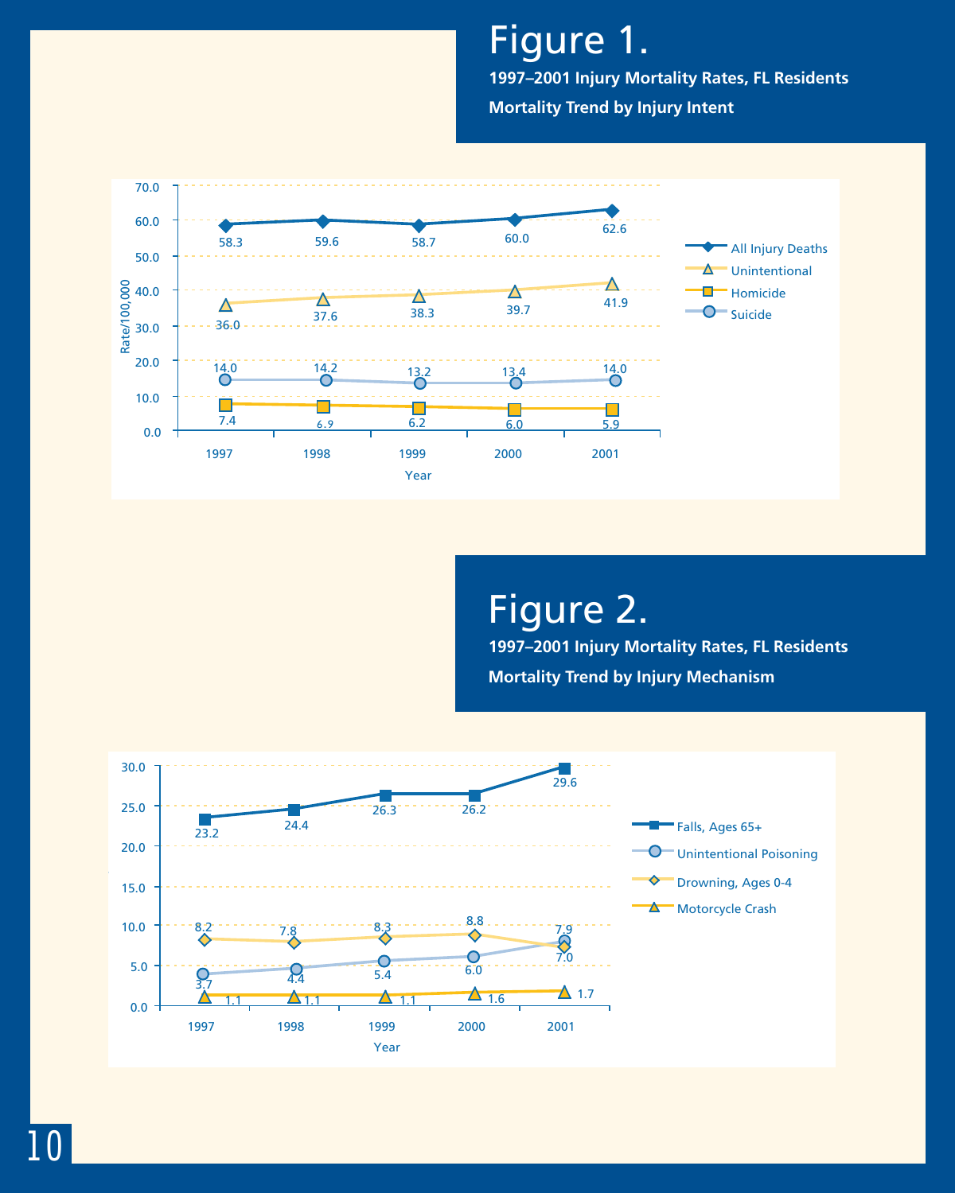# Figure 1.

**1997–2001 Injury Mortality Rates, FL Residents**

**Mortality Trend by Injury Intent**

| Year | All Injury Deaths | Unintentional | Homicide | Suicide |
|---|---|---|---|---|
| 1997 | 58.3 | 36.0 | 7.4 | 14.0 |
| 1998 | 59.6 | 37.6 | 6.9 | 14.2 |
| 1999 | 58.7 | 38.3 | 6.2 | 13.2 |
| 2000 | 60.0 | 39.7 | 6.0 | 13.4 |
| 2001 | 62.6 | 41.9 | 5.9 | 14.0 |

Rate/100,000

# Figure 2.

**1997–2001 Injury Mortality Rates, FL Residents**

**Mortality Trend by Injury Mechanism**

| Year | Falls, Ages 65+ | Unintentional Poisoning | Drowning, Ages 0-4 | Motorcycle Crash |
|---|---|---|---|---|
| 1997 | 23.2 | 3.7 | 8.2 | 1.1 |
| 1998 | 24.4 | 4.4 | 7.8 | 1.1 |
| 1999 | 26.3 | 5.4 | 8.3 | 1.1 |
| 2000 | 26.2 | 6.0 | 8.8 | 1.6 |
| 2001 | 29.6 | 7.9 | 7.0 | 1.7 |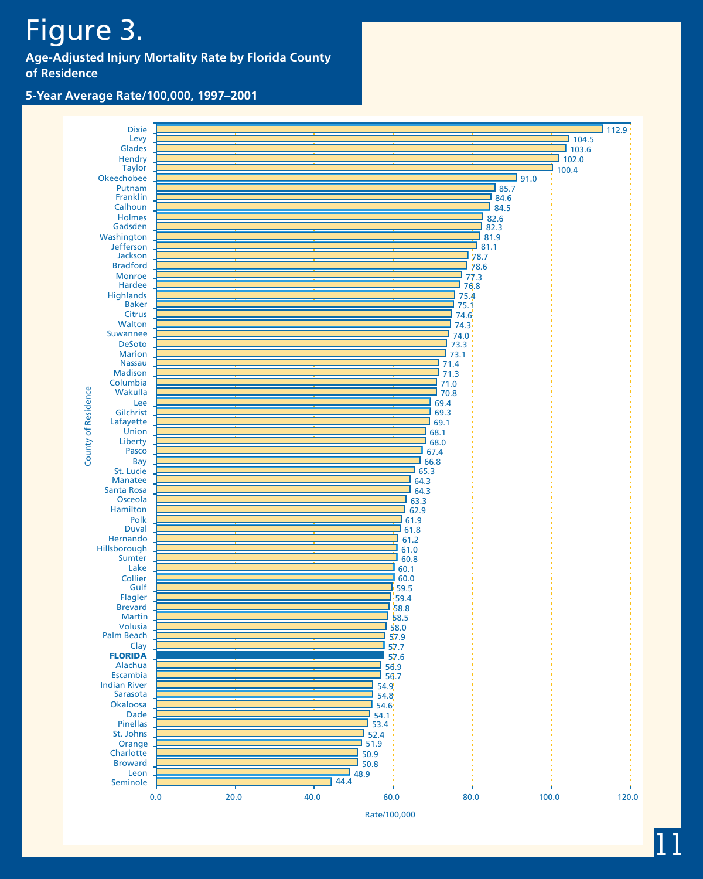# Figure 3.

**Age-Adjusted Injury Mortality Rate by Florida County of Residence**

**5-Year Average Rate/100,000, 1997–2001**

| County of Residence | Rate/100,000 |
|---|---|
| Dixie | 112.9 |
| Levy | 104.5 |
| Glades | 103.6 |
| Hendry | 102.0 |
| Taylor | 100.4 |
| Okeechobee | 91.0 |
| Putnam | 85.7 |
| Franklin | 84.6 |
| Calhoun | 84.5 |
| Holmes | 82.6 |
| Gadsden | 82.3 |
| Washington | 81.9 |
| Jefferson | 81.1 |
| Jackson | 78.7 |
| Bradford | 78.6 |
| Monroe | 77.3 |
| Hardee | 76.8 |
| Highlands | 75.4 |
| Baker | 75.1 |
| Citrus | 74.6 |
| Walton | 74.3 |
| Suwannee | 74.0 |
| DeSoto | 73.3 |
| Marion | 73.1 |
| Nassau | 71.4 |
| Madison | 71.3 |
| Columbia | 71.0 |
| Wakulla | 70.8 |
| Lee | 69.4 |
| Gilchrist | 69.3 |
| Lafayette | 69.1 |
| Union | 68.1 |
| Liberty | 68.0 |
| Pasco | 67.4 |
| Bay | 66.8 |
| St. Lucie | 65.3 |
| Manatee | 64.3 |
| Santa Rosa | 64.3 |
| Osceola | 63.3 |
| Hamilton | 62.9 |
| Polk | 61.9 |
| Duval | 61.8 |
| Hernando | 61.2 |
| Hillsborough | 61.0 |
| Sumter | 60.8 |
| Lake | 60.1 |
| Collier | 60.0 |
| Gulf | 59.5 |
| Flagler | 59.4 |
| Brevard | 58.8 |
| Martin | 58.5 |
| Volusia | 58.0 |
| Palm Beach | 57.9 |
| Clay | 57.7 |
| **FLORIDA** | **57.6** |
| Alachua | 56.9 |
| Escambia | 56.7 |
| Indian River | 54.9 |
| Sarasota | 54.8 |
| Okaloosa | 54.6 |
| Dade | 54.1 |
| Pinellas | 53.4 |
| St. Johns | 52.4 |
| Orange | 51.9 |
| Charlotte | 50.9 |
| Broward | 50.8 |
| Leon | 48.9 |
| Seminole | 44.4 |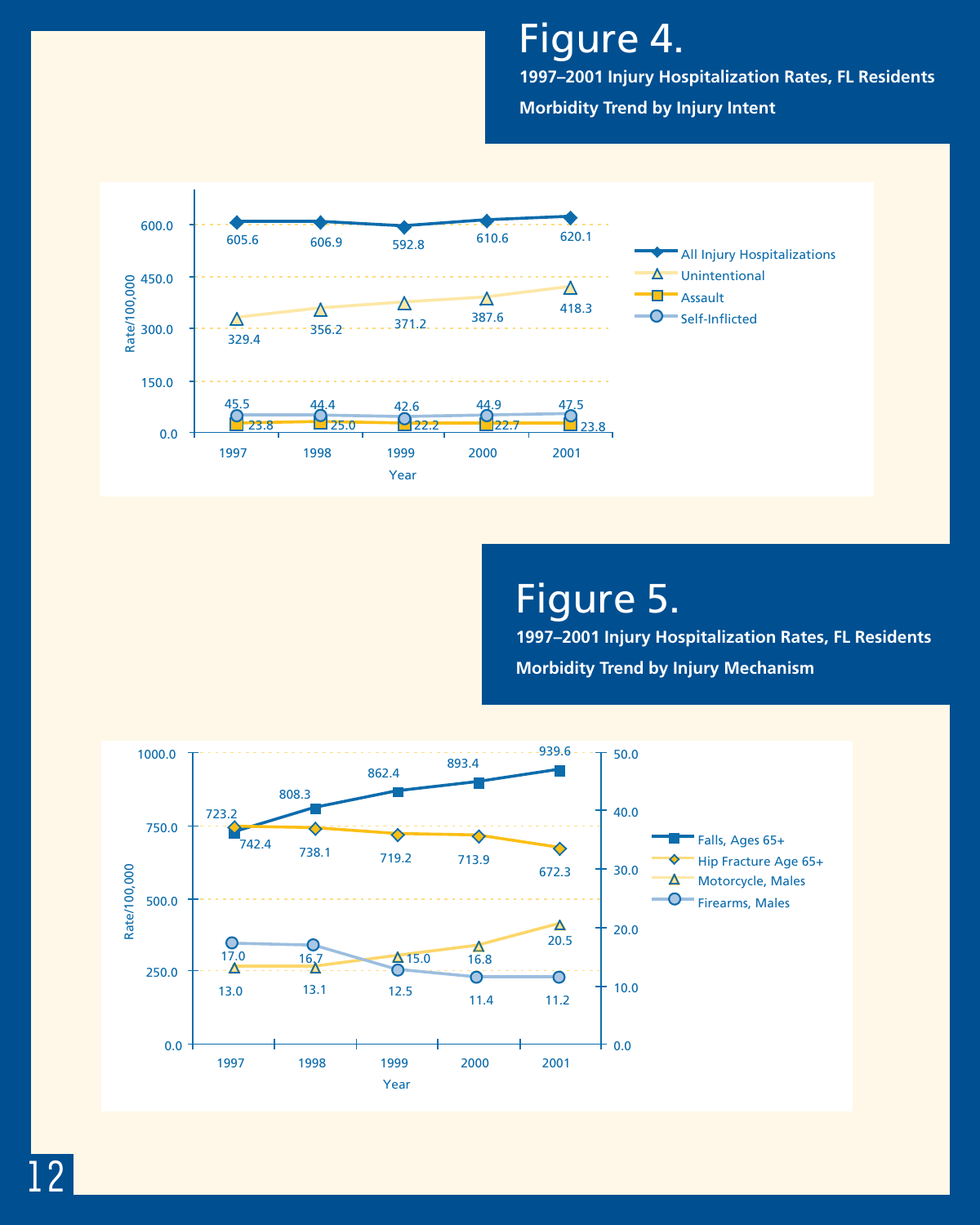# Figure 4.

**1997–2001 Injury Hospitalization Rates, FL Residents**

**Morbidity Trend by Injury Intent**

| Year | All Injury Hospitalizations | Unintentional | Assault | Self-Inflicted |
|---|---|---|---|---|
| 1997 | 605.6 | 329.4 | 23.8 | 45.5 |
| 1998 | 606.9 | 356.2 | 25.0 | 44.4 |
| 1999 | 592.8 | 371.2 | 22.2 | 42.6 |
| 2000 | 610.6 | 387.6 | 22.7 | 44.9 |
| 2001 | 620.1 | 418.3 | 23.8 | 47.5 |

Rate/100,000 by Year

# Figure 5.

**1997–2001 Injury Hospitalization Rates, FL Residents**

**Morbidity Trend by Injury Mechanism**

| Year | Falls, Ages 65+ | Hip Fracture Age 65+ | Motorcycle, Males | Firearms, Males |
|---|---|---|---|---|
| 1997 | 723.2 | 742.4 | 13.0 | 17.0 |
| 1998 | 808.3 | 738.1 | 13.1 | 16.7 |
| 1999 | 862.4 | 719.2 | 15.0 | 12.5 |
| 2000 | 893.4 | 713.9 | 16.8 | 11.4 |
| 2001 | 939.6 | 672.3 | 20.5 | 11.2 |

Rate/100,000 by Year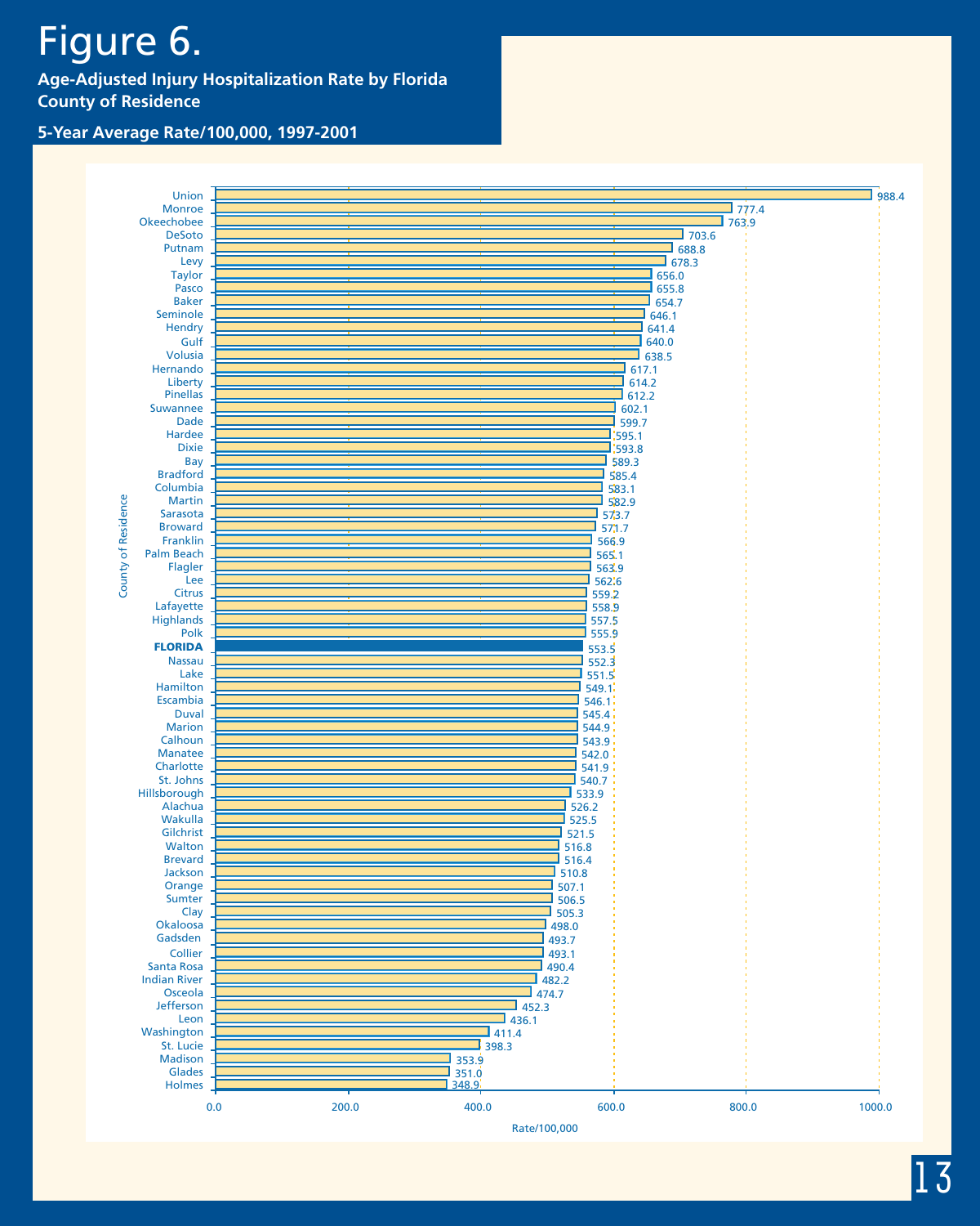# Figure 6.

**Age-Adjusted Injury Hospitalization Rate by Florida County of Residence**

**5-Year Average Rate/100,000, 1997-2001**

| County of Residence | Rate/100,000 |
|---|---|
| Union | 988.4 |
| Monroe | 777.4 |
| Okeechobee | 763.9 |
| DeSoto | 703.6 |
| Putnam | 688.8 |
| Levy | 678.3 |
| Taylor | 656.0 |
| Pasco | 655.8 |
| Baker | 654.7 |
| Seminole | 646.1 |
| Hendry | 641.4 |
| Gulf | 640.0 |
| Volusia | 638.5 |
| Hernando | 617.1 |
| Liberty | 614.2 |
| Pinellas | 612.2 |
| Suwannee | 602.1 |
| Dade | 599.7 |
| Hardee | 595.1 |
| Dixie | 593.8 |
| Bay | 589.3 |
| Bradford | 585.4 |
| Columbia | 583.1 |
| Martin | 582.9 |
| Sarasota | 573.7 |
| Broward | 571.7 |
| Franklin | 566.9 |
| Palm Beach | 565.1 |
| Flagler | 563.9 |
| Lee | 562.6 |
| Citrus | 559.2 |
| Lafayette | 558.9 |
| Highlands | 557.5 |
| Polk | 555.9 |
| **FLORIDA** | **553.5** |
| Nassau | 552.3 |
| Lake | 551.5 |
| Hamilton | 549.1 |
| Escambia | 546.1 |
| Duval | 545.4 |
| Marion | 544.9 |
| Calhoun | 543.9 |
| Manatee | 542.0 |
| Charlotte | 541.9 |
| St. Johns | 540.7 |
| Hillsborough | 533.9 |
| Alachua | 526.2 |
| Wakulla | 525.5 |
| Gilchrist | 521.5 |
| Walton | 516.8 |
| Brevard | 516.4 |
| Jackson | 510.8 |
| Orange | 507.1 |
| Sumter | 506.5 |
| Clay | 505.3 |
| Okaloosa | 498.0 |
| Gadsden | 493.7 |
| Collier | 493.1 |
| Santa Rosa | 490.4 |
| Indian River | 482.2 |
| Osceola | 474.7 |
| Jefferson | 452.3 |
| Leon | 436.1 |
| Washington | 411.4 |
| St. Lucie | 398.3 |
| Madison | 353.9 |
| Glades | 351.0 |
| Holmes | 348.9 |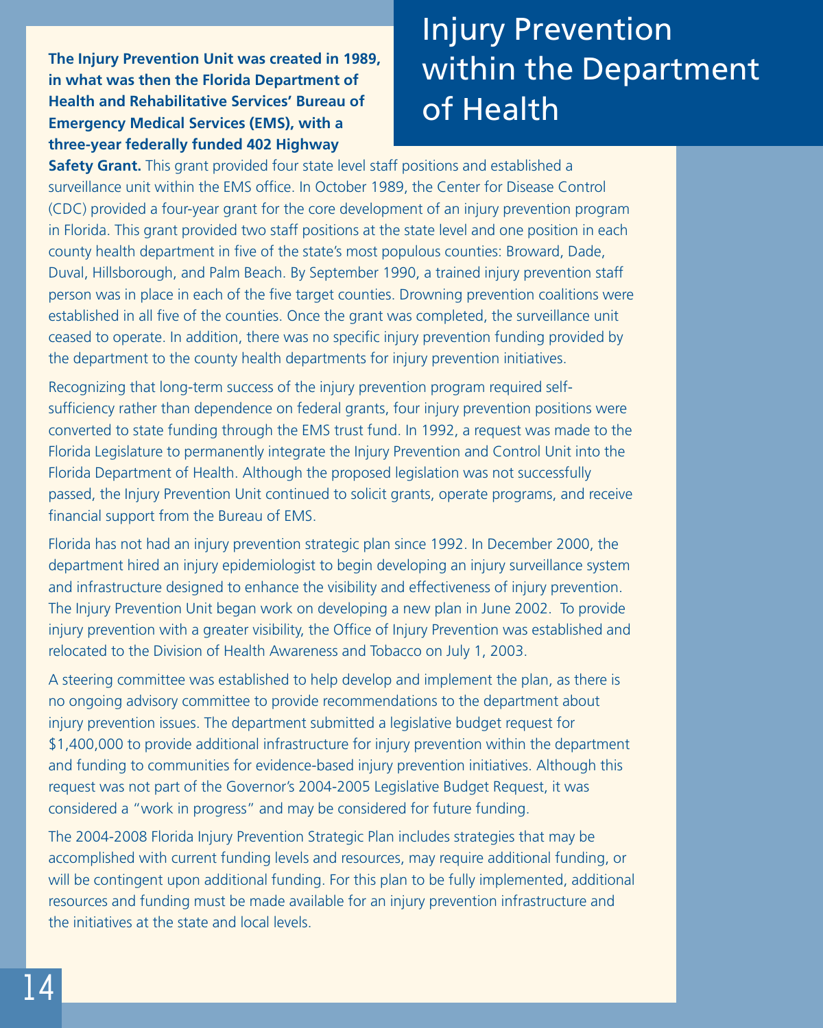# Injury Prevention within the Department of Health

**The Injury Prevention Unit was created in 1989, in what was then the Florida Department of Health and Rehabilitative Services' Bureau of Emergency Medical Services (EMS), with a three-year federally funded 402 Highway Safety Grant.** This grant provided four state level staff positions and established a surveillance unit within the EMS office. In October 1989, the Center for Disease Control (CDC) provided a four-year grant for the core development of an injury prevention program in Florida. This grant provided two staff positions at the state level and one position in each county health department in five of the state's most populous counties: Broward, Dade, Duval, Hillsborough, and Palm Beach. By September 1990, a trained injury prevention staff person was in place in each of the five target counties. Drowning prevention coalitions were established in all five of the counties. Once the grant was completed, the surveillance unit ceased to operate. In addition, there was no specific injury prevention funding provided by the department to the county health departments for injury prevention initiatives.

Recognizing that long-term success of the injury prevention program required self-sufficiency rather than dependence on federal grants, four injury prevention positions were converted to state funding through the EMS trust fund. In 1992, a request was made to the Florida Legislature to permanently integrate the Injury Prevention and Control Unit into the Florida Department of Health. Although the proposed legislation was not successfully passed, the Injury Prevention Unit continued to solicit grants, operate programs, and receive financial support from the Bureau of EMS.

Florida has not had an injury prevention strategic plan since 1992. In December 2000, the department hired an injury epidemiologist to begin developing an injury surveillance system and infrastructure designed to enhance the visibility and effectiveness of injury prevention. The Injury Prevention Unit began work on developing a new plan in June 2002. To provide injury prevention with a greater visibility, the Office of Injury Prevention was established and relocated to the Division of Health Awareness and Tobacco on July 1, 2003.

A steering committee was established to help develop and implement the plan, as there is no ongoing advisory committee to provide recommendations to the department about injury prevention issues. The department submitted a legislative budget request for $1,400,000 to provide additional infrastructure for injury prevention within the department and funding to communities for evidence-based injury prevention initiatives. Although this request was not part of the Governor's 2004-2005 Legislative Budget Request, it was considered a "work in progress" and may be considered for future funding.

The 2004-2008 Florida Injury Prevention Strategic Plan includes strategies that may be accomplished with current funding levels and resources, may require additional funding, or will be contingent upon additional funding. For this plan to be fully implemented, additional resources and funding must be made available for an injury prevention infrastructure and the initiatives at the state and local levels.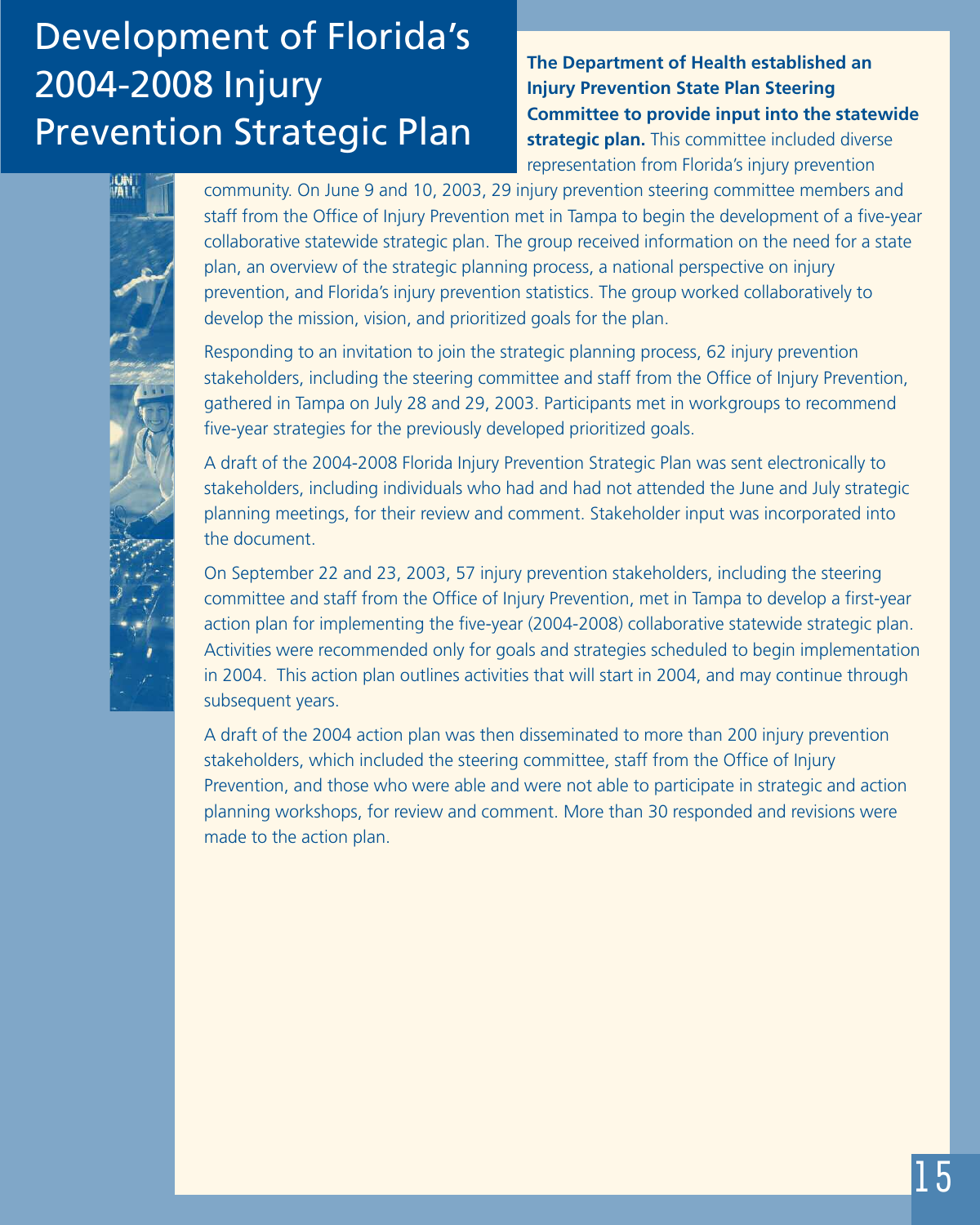# Development of Florida's 2004-2008 Injury Prevention Strategic Plan

**The Department of Health established an Injury Prevention State Plan Steering Committee to provide input into the statewide strategic plan.** This committee included diverse representation from Florida's injury prevention community. On June 9 and 10, 2003, 29 injury prevention steering committee members and staff from the Office of Injury Prevention met in Tampa to begin the development of a five-year collaborative statewide strategic plan. The group received information on the need for a state plan, an overview of the strategic planning process, a national perspective on injury prevention, and Florida's injury prevention statistics. The group worked collaboratively to develop the mission, vision, and prioritized goals for the plan.

Responding to an invitation to join the strategic planning process, 62 injury prevention stakeholders, including the steering committee and staff from the Office of Injury Prevention, gathered in Tampa on July 28 and 29, 2003. Participants met in workgroups to recommend five-year strategies for the previously developed prioritized goals.

A draft of the 2004-2008 Florida Injury Prevention Strategic Plan was sent electronically to stakeholders, including individuals who had and had not attended the June and July strategic planning meetings, for their review and comment. Stakeholder input was incorporated into the document.

On September 22 and 23, 2003, 57 injury prevention stakeholders, including the steering committee and staff from the Office of Injury Prevention, met in Tampa to develop a first-year action plan for implementing the five-year (2004-2008) collaborative statewide strategic plan. Activities were recommended only for goals and strategies scheduled to begin implementation in 2004. This action plan outlines activities that will start in 2004, and may continue through subsequent years.

A draft of the 2004 action plan was then disseminated to more than 200 injury prevention stakeholders, which included the steering committee, staff from the Office of Injury Prevention, and those who were able and were not able to participate in strategic and action planning workshops, for review and comment. More than 30 responded and revisions were made to the action plan.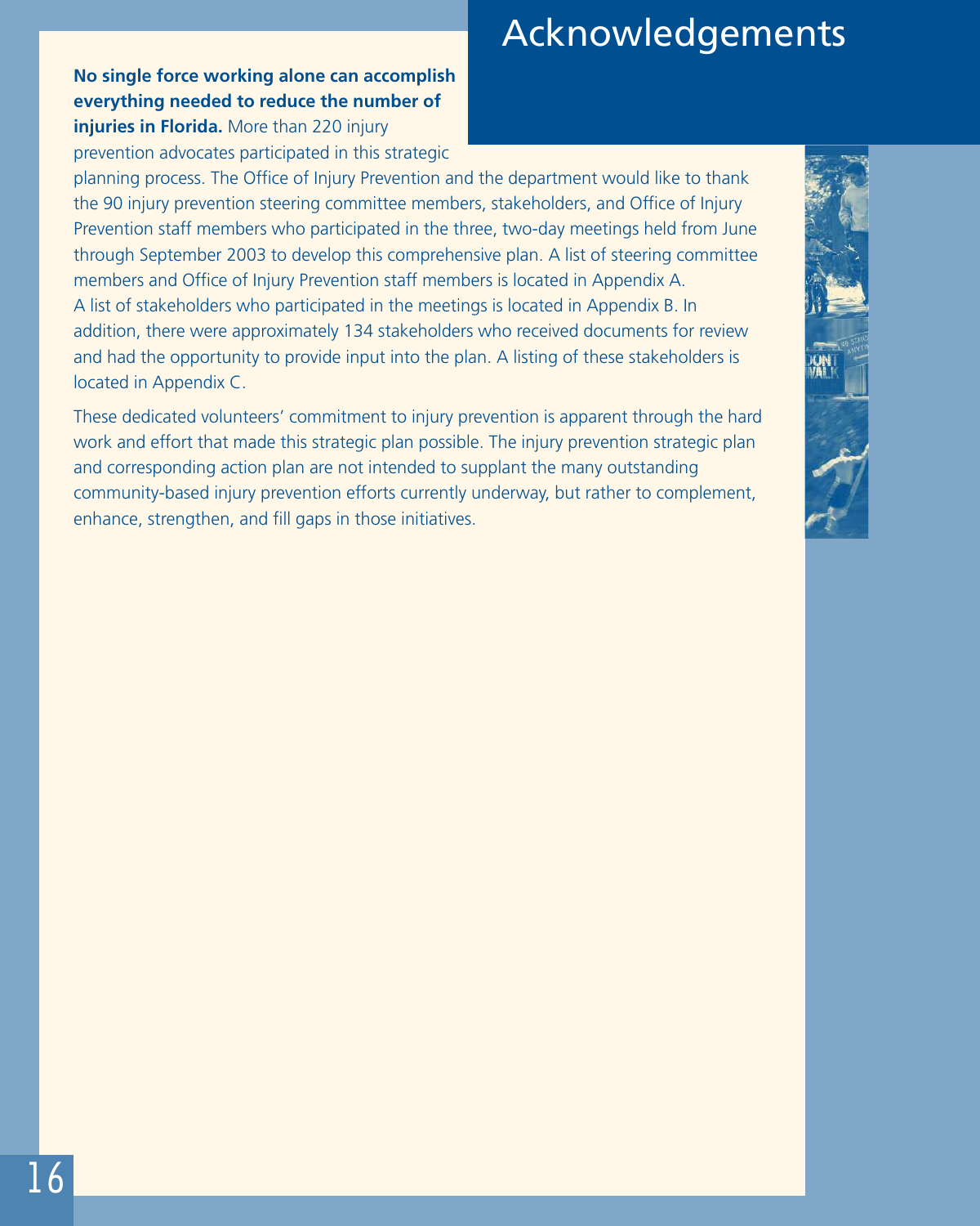# Acknowledgements

**No single force working alone can accomplish everything needed to reduce the number of injuries in Florida.** More than 220 injury prevention advocates participated in this strategic planning process. The Office of Injury Prevention and the department would like to thank the 90 injury prevention steering committee members, stakeholders, and Office of Injury Prevention staff members who participated in the three, two-day meetings held from June through September 2003 to develop this comprehensive plan. A list of steering committee members and Office of Injury Prevention staff members is located in Appendix A. A list of stakeholders who participated in the meetings is located in Appendix B. In addition, there were approximately 134 stakeholders who received documents for review and had the opportunity to provide input into the plan. A listing of these stakeholders is located in Appendix C.

These dedicated volunteers' commitment to injury prevention is apparent through the hard work and effort that made this strategic plan possible. The injury prevention strategic plan and corresponding action plan are not intended to supplant the many outstanding community-based injury prevention efforts currently underway, but rather to complement, enhance, strengthen, and fill gaps in those initiatives.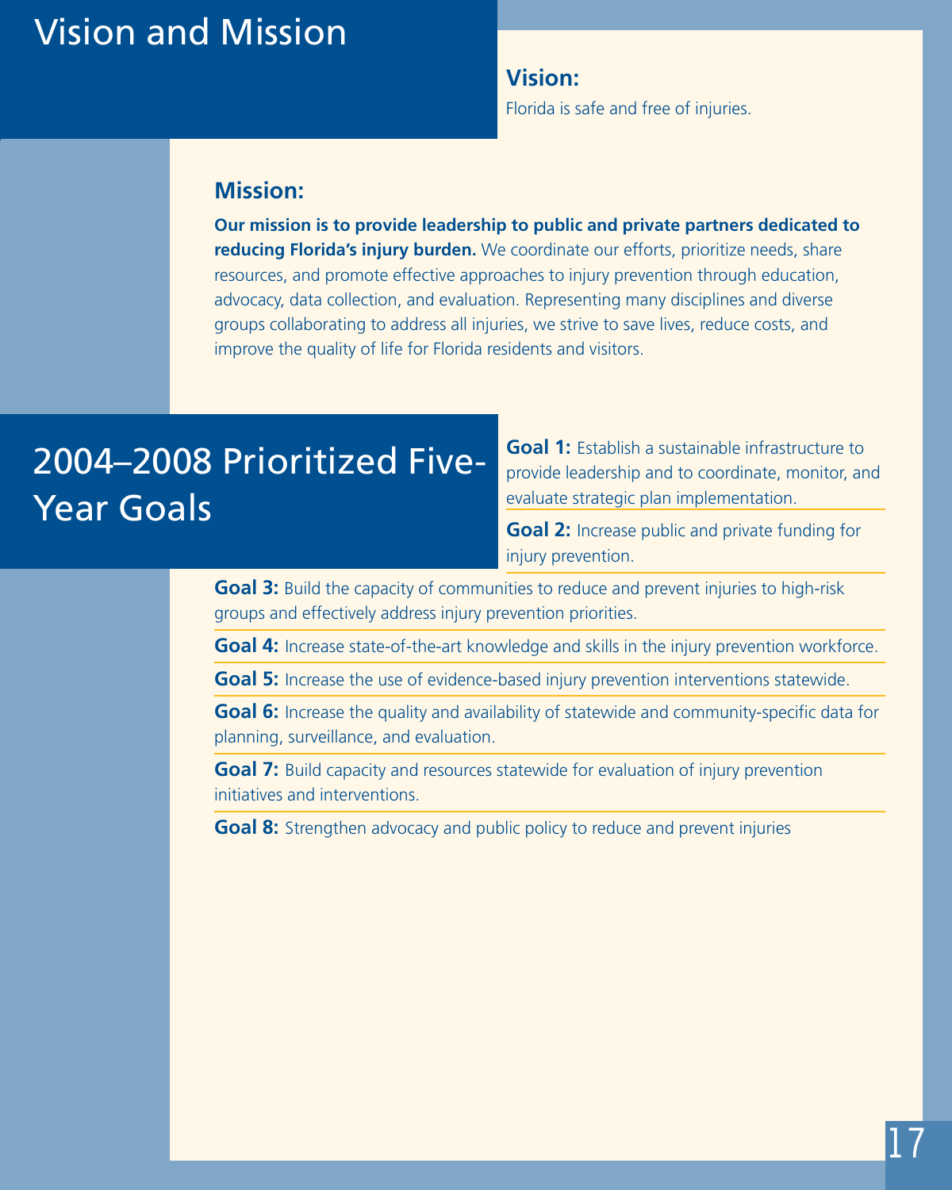# Vision and Mission

## Vision:

Florida is safe and free of injuries.

## Mission:

**Our mission is to provide leadership to public and private partners dedicated to reducing Florida's injury burden.** We coordinate our efforts, prioritize needs, share resources, and promote effective approaches to injury prevention through education, advocacy, data collection, and evaluation. Representing many disciplines and diverse groups collaborating to address all injuries, we strive to save lives, reduce costs, and improve the quality of life for Florida residents and visitors.

# 2004–2008 Prioritized Five-Year Goals

**Goal 1:** Establish a sustainable infrastructure to provide leadership and to coordinate, monitor, and evaluate strategic plan implementation.

**Goal 2:** Increase public and private funding for injury prevention.

**Goal 3:** Build the capacity of communities to reduce and prevent injuries to high-risk groups and effectively address injury prevention priorities.

**Goal 4:** Increase state-of-the-art knowledge and skills in the injury prevention workforce.

**Goal 5:** Increase the use of evidence-based injury prevention interventions statewide.

**Goal 6:** Increase the quality and availability of statewide and community-specific data for planning, surveillance, and evaluation.

**Goal 7:** Build capacity and resources statewide for evaluation of injury prevention initiatives and interventions.

**Goal 8:** Strengthen advocacy and public policy to reduce and prevent injuries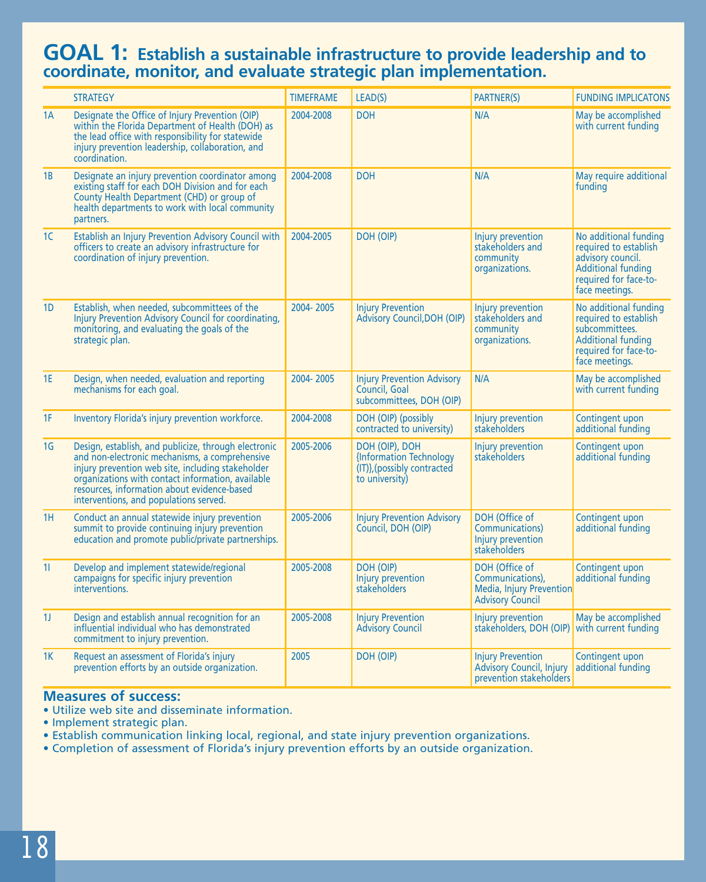# GOAL 1: Establish a sustainable infrastructure to provide leadership and to coordinate, monitor, and evaluate strategic plan implementation.

| | STRATEGY | TIMEFRAME | LEAD(S) | PARTNER(S) | FUNDING IMPLICATONS |
|---|---|---|---|---|---|
| 1A | Designate the Office of Injury Prevention (OIP) within the Florida Department of Health (DOH) as the lead office with responsibility for statewide injury prevention leadership, collaboration, and coordination. | 2004-2008 | DOH | N/A | May be accomplished with current funding |
| 1B | Designate an injury prevention coordinator among existing staff for each DOH Division and for each County Health Department (CHD) or group of health departments to work with local community partners. | 2004-2008 | DOH | N/A | May require additional funding |
| 1C | Establish an Injury Prevention Advisory Council with officers to create an advisory infrastructure for coordination of injury prevention. | 2004-2005 | DOH (OIP) | Injury prevention stakeholders and community organizations. | No additional funding required to establish advisory council. Additional funding required for face-to-face meetings. |
| 1D | Establish, when needed, subcommittees of the Injury Prevention Advisory Council for coordinating, monitoring, and evaluating the goals of the strategic plan. | 2004- 2005 | Injury Prevention Advisory Council,DOH (OIP) | Injury prevention stakeholders and community organizations. | No additional funding required to establish subcommittees. Additional funding required for face-to-face meetings. |
| 1E | Design, when needed, evaluation and reporting mechanisms for each goal. | 2004- 2005 | Injury Prevention Advisory Council, Goal subcommittees, DOH (OIP) | N/A | May be accomplished with current funding |
| 1F | Inventory Florida's injury prevention workforce. | 2004-2008 | DOH (OIP) (possibly contracted to university) | Injury prevention stakeholders | Contingent upon additional funding |
| 1G | Design, establish, and publicize, through electronic and non-electronic mechanisms, a comprehensive injury prevention web site, including stakeholder organizations with contact information, available resources, information about evidence-based interventions, and populations served. | 2005-2006 | DOH (OIP), DOH {Information Technology (IT)},(possibly contracted to university) | Injury prevention stakeholders | Contingent upon additional funding |
| 1H | Conduct an annual statewide injury prevention summit to provide continuing injury prevention education and promote public/private partnerships. | 2005-2006 | Injury Prevention Advisory Council, DOH (OIP) | DOH (Office of Communications) Injury prevention stakeholders | Contingent upon additional funding |
| 1I | Develop and implement statewide/regional campaigns for specific injury prevention interventions. | 2005-2008 | DOH (OIP) Injury prevention stakeholders | DOH (Office of Communications), Media, Injury Prevention Advisory Council | Contingent upon additional funding |
| 1J | Design and establish annual recognition for an influential individual who has demonstrated commitment to injury prevention. | 2005-2008 | Injury Prevention Advisory Council | Injury prevention stakeholders, DOH (OIP) | May be accomplished with current funding |
| 1K | Request an assessment of Florida's injury prevention efforts by an outside organization. | 2005 | DOH (OIP) | Injury Prevention Advisory Council, Injury prevention stakeholders | Contingent upon additional funding |

**Measures of success:**

- Utilize web site and disseminate information.
- Implement strategic plan.
- Establish communication linking local, regional, and state injury prevention organizations.
- Completion of assessment of Florida's injury prevention efforts by an outside organization.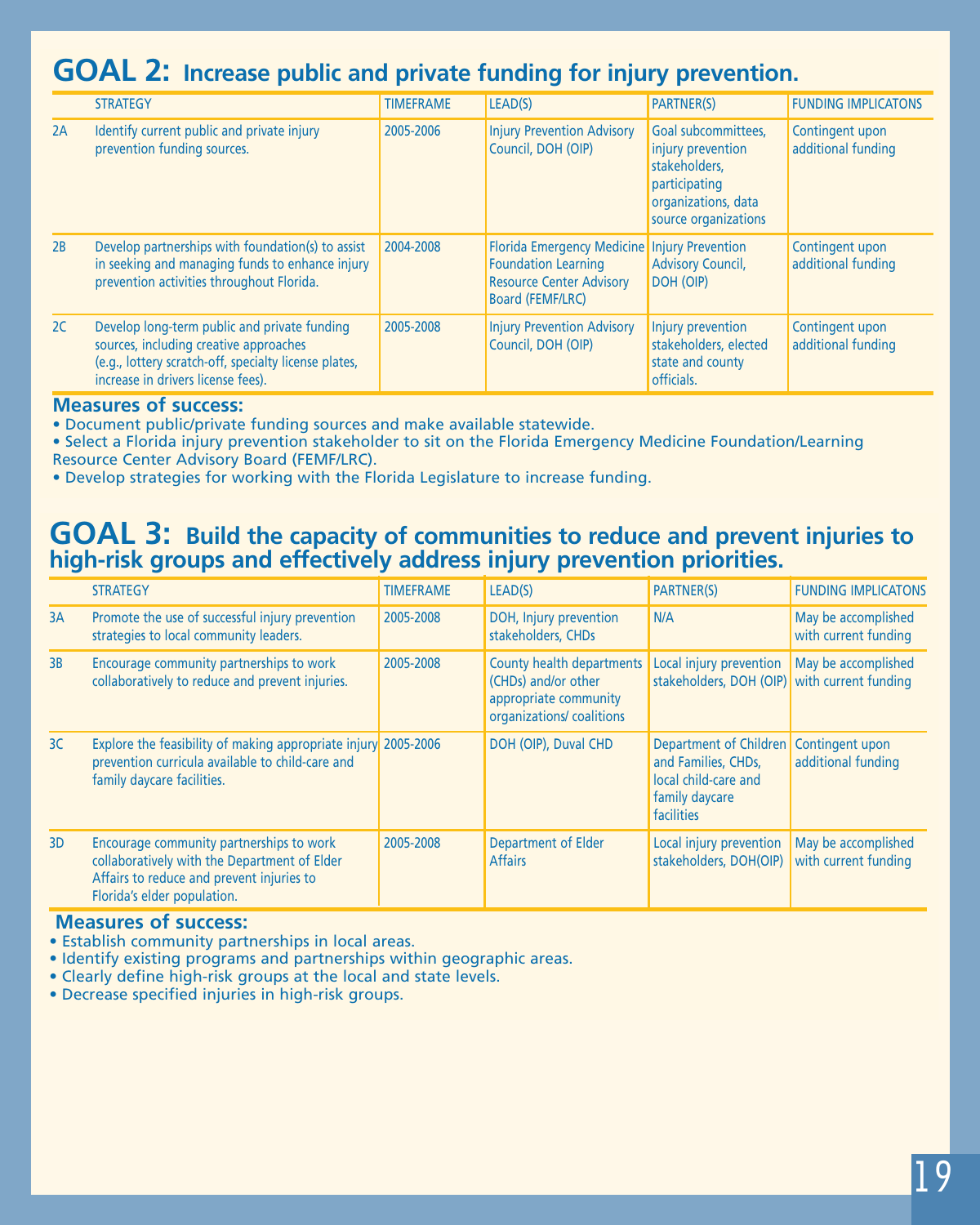## GOAL 2: Increase public and private funding for injury prevention.

| | STRATEGY | TIMEFRAME | LEAD(S) | PARTNER(S) | FUNDING IMPLICATONS |
|---|---|---|---|---|---|
| 2A | Identify current public and private injury prevention funding sources. | 2005-2006 | Injury Prevention Advisory Council, DOH (OIP) | Goal subcommittees, injury prevention stakeholders, participating organizations, data source organizations | Contingent upon additional funding |
| 2B | Develop partnerships with foundation(s) to assist in seeking and managing funds to enhance injury prevention activities throughout Florida. | 2004-2008 | Florida Emergency Medicine Foundation Learning Resource Center Advisory Board (FEMF/LRC) | Injury Prevention Advisory Council, DOH (OIP) | Contingent upon additional funding |
| 2C | Develop long-term public and private funding sources, including creative approaches (e.g., lottery scratch-off, specialty license plates, increase in drivers license fees). | 2005-2008 | Injury Prevention Advisory Council, DOH (OIP) | Injury prevention stakeholders, elected state and county officials. | Contingent upon additional funding |

**Measures of success:**

- Document public/private funding sources and make available statewide.
- Select a Florida injury prevention stakeholder to sit on the Florida Emergency Medicine Foundation/Learning Resource Center Advisory Board (FEMF/LRC).
- Develop strategies for working with the Florida Legislature to increase funding.

## GOAL 3: Build the capacity of communities to reduce and prevent injuries to high-risk groups and effectively address injury prevention priorities.

| | STRATEGY | TIMEFRAME | LEAD(S) | PARTNER(S) | FUNDING IMPLICATONS |
|---|---|---|---|---|---|
| 3A | Promote the use of successful injury prevention strategies to local community leaders. | 2005-2008 | DOH, Injury prevention stakeholders, CHDs | N/A | May be accomplished with current funding |
| 3B | Encourage community partnerships to work collaboratively to reduce and prevent injuries. | 2005-2008 | County health departments (CHDs) and/or other appropriate community organizations/ coalitions | Local injury prevention stakeholders, DOH (OIP) | May be accomplished with current funding |
| 3C | Explore the feasibility of making appropriate injury prevention curricula available to child-care and family daycare facilities. | 2005-2006 | DOH (OIP), Duval CHD | Department of Children and Families, CHDs, local child-care and family daycare facilities | Contingent upon additional funding |
| 3D | Encourage community partnerships to work collaboratively with the Department of Elder Affairs to reduce and prevent injuries to Florida's elder population. | 2005-2008 | Department of Elder Affairs | Local injury prevention stakeholders, DOH(OIP) | May be accomplished with current funding |

**Measures of success:**

- Establish community partnerships in local areas.
- Identify existing programs and partnerships within geographic areas.
- Clearly define high-risk groups at the local and state levels.
- Decrease specified injuries in high-risk groups.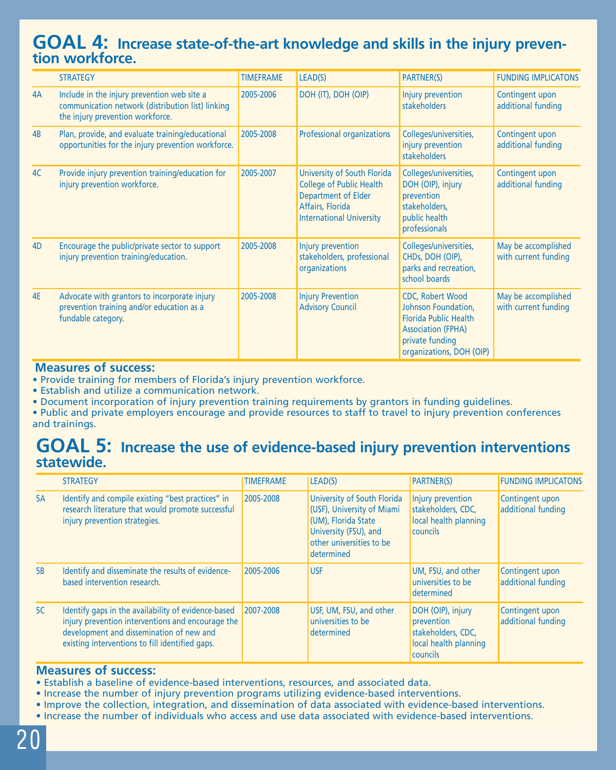## GOAL 4: Increase state-of-the-art knowledge and skills in the injury prevention workforce.

| | STRATEGY | TIMEFRAME | LEAD(S) | PARTNER(S) | FUNDING IMPLICATONS |
|---|---|---|---|---|---|
| 4A | Include in the injury prevention web site a communication network (distribution list) linking the injury prevention workforce. | 2005-2006 | DOH (IT), DOH (OIP) | Injury prevention stakeholders | Contingent upon additional funding |
| 4B | Plan, provide, and evaluate training/educational opportunities for the injury prevention workforce. | 2005-2008 | Professional organizations | Colleges/universities, injury prevention stakeholders | Contingent upon additional funding |
| 4C | Provide injury prevention training/education for injury prevention workforce. | 2005-2007 | University of South Florida College of Public Health Department of Elder Affairs, Florida International University | Colleges/universities, DOH (OIP), injury prevention stakeholders, public health professionals | Contingent upon additional funding |
| 4D | Encourage the public/private sector to support injury prevention training/education. | 2005-2008 | Injury prevention stakeholders, professional organizations | Colleges/universities, CHDs, DOH (OIP), parks and recreation, school boards | May be accomplished with current funding |
| 4E | Advocate with grantors to incorporate injury prevention training and/or education as a fundable category. | 2005-2008 | Injury Prevention Advisory Council | CDC, Robert Wood Johnson Foundation, Florida Public Health Association (FPHA) private funding organizations, DOH (OIP) | May be accomplished with current funding |

**Measures of success:**
- Provide training for members of Florida's injury prevention workforce.
- Establish and utilize a communication network.
- Document incorporation of injury prevention training requirements by grantors in funding guidelines.
- Public and private employers encourage and provide resources to staff to travel to injury prevention conferences and trainings.

## GOAL 5: Increase the use of evidence-based injury prevention interventions statewide.

| | STRATEGY | TIMEFRAME | LEAD(S) | PARTNER(S) | FUNDING IMPLICATONS |
|---|---|---|---|---|---|
| 5A | Identify and compile existing "best practices" in research literature that would promote successful injury prevention strategies. | 2005-2008 | University of South Florida (USF), University of Miami (UM), Florida State University (FSU), and other universities to be determined | Injury prevention stakeholders, CDC, local health planning councils | Contingent upon additional funding |
| 5B | Identify and disseminate the results of evidence-based intervention research. | 2005-2006 | USF | UM, FSU, and other universities to be determined | Contingent upon additional funding |
| 5C | Identify gaps in the availability of evidence-based injury prevention interventions and encourage the development and dissemination of new and existing interventions to fill identified gaps. | 2007-2008 | USF, UM, FSU, and other universities to be determined | DOH (OIP), injury prevention stakeholders, CDC, local health planning councils | Contingent upon additional funding |

**Measures of success:**
- Establish a baseline of evidence-based interventions, resources, and associated data.
- Increase the number of injury prevention programs utilizing evidence-based interventions.
- Improve the collection, integration, and dissemination of data associated with evidence-based interventions.
- Increase the number of individuals who access and use data associated with evidence-based interventions.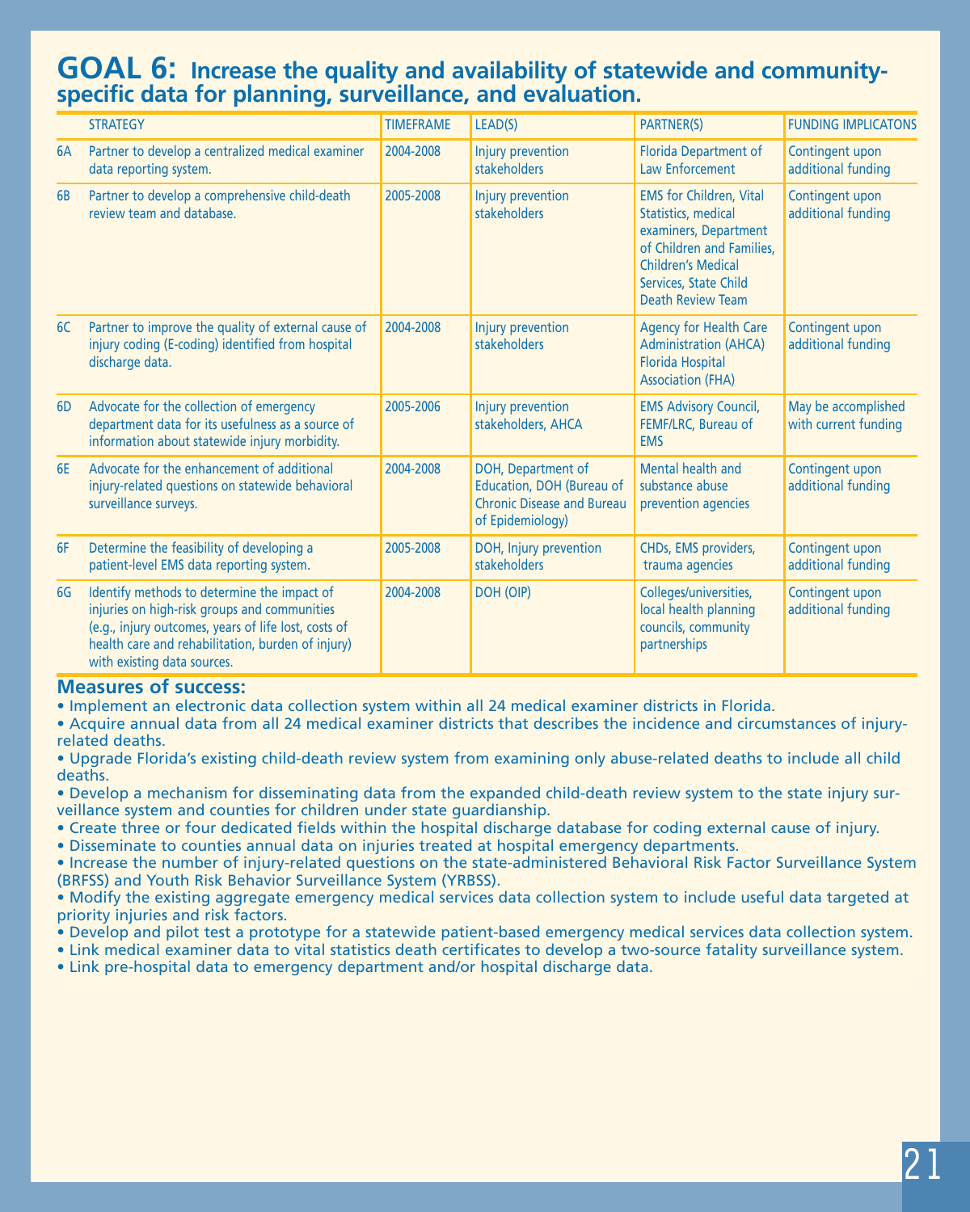# GOAL 6: Increase the quality and availability of statewide and community-specific data for planning, surveillance, and evaluation.

| | STRATEGY | TIMEFRAME | LEAD(S) | PARTNER(S) | FUNDING IMPLICATONS |
|---|---|---|---|---|---|
| 6A | Partner to develop a centralized medical examiner data reporting system. | 2004-2008 | Injury prevention stakeholders | Florida Department of Law Enforcement | Contingent upon additional funding |
| 6B | Partner to develop a comprehensive child-death review team and database. | 2005-2008 | Injury prevention stakeholders | EMS for Children, Vital Statistics, medical examiners, Department of Children and Families, Children's Medical Services, State Child Death Review Team | Contingent upon additional funding |
| 6C | Partner to improve the quality of external cause of injury coding (E-coding) identified from hospital discharge data. | 2004-2008 | Injury prevention stakeholders | Agency for Health Care Administration (AHCA) Florida Hospital Association (FHA) | Contingent upon additional funding |
| 6D | Advocate for the collection of emergency department data for its usefulness as a source of information about statewide injury morbidity. | 2005-2006 | Injury prevention stakeholders, AHCA | EMS Advisory Council, FEMF/LRC, Bureau of EMS | May be accomplished with current funding |
| 6E | Advocate for the enhancement of additional injury-related questions on statewide behavioral surveillance surveys. | 2004-2008 | DOH, Department of Education, DOH (Bureau of Chronic Disease and Bureau of Epidemiology) | Mental health and substance abuse prevention agencies | Contingent upon additional funding |
| 6F | Determine the feasibility of developing a patient-level EMS data reporting system. | 2005-2008 | DOH, Injury prevention stakeholders | CHDs, EMS providers, trauma agencies | Contingent upon additional funding |
| 6G | Identify methods to determine the impact of injuries on high-risk groups and communities (e.g., injury outcomes, years of life lost, costs of health care and rehabilitation, burden of injury) with existing data sources. | 2004-2008 | DOH (OIP) | Colleges/universities, local health planning councils, community partnerships | Contingent upon additional funding |

## Measures of success:

- Implement an electronic data collection system within all 24 medical examiner districts in Florida.
- Acquire annual data from all 24 medical examiner districts that describes the incidence and circumstances of injury-related deaths.
- Upgrade Florida's existing child-death review system from examining only abuse-related deaths to include all child deaths.
- Develop a mechanism for disseminating data from the expanded child-death review system to the state injury surveillance system and counties for children under state guardianship.
- Create three or four dedicated fields within the hospital discharge database for coding external cause of injury.
- Disseminate to counties annual data on injuries treated at hospital emergency departments.
- Increase the number of injury-related questions on the state-administered Behavioral Risk Factor Surveillance System (BRFSS) and Youth Risk Behavior Surveillance System (YRBSS).
- Modify the existing aggregate emergency medical services data collection system to include useful data targeted at priority injuries and risk factors.
- Develop and pilot test a prototype for a statewide patient-based emergency medical services data collection system.
- Link medical examiner data to vital statistics death certificates to develop a two-source fatality surveillance system.
- Link pre-hospital data to emergency department and/or hospital discharge data.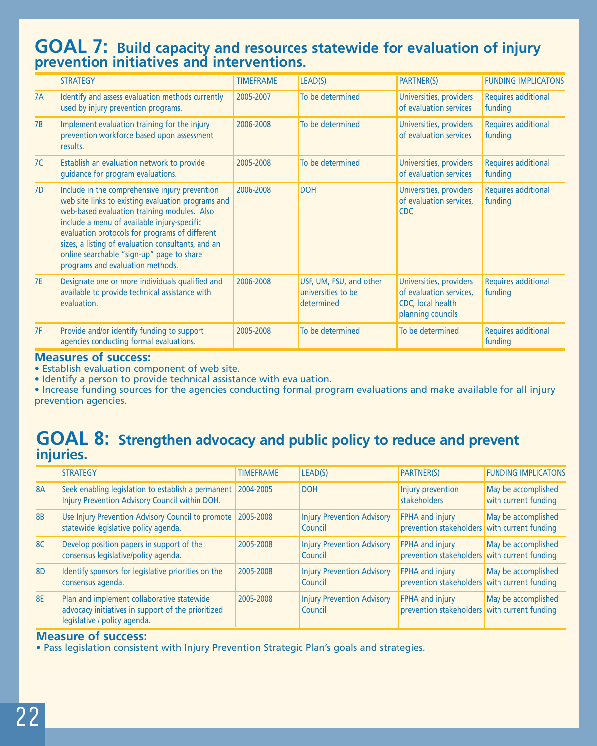## GOAL 7: Build capacity and resources statewide for evaluation of injury prevention initiatives and interventions.

| | STRATEGY | TIMEFRAME | LEAD(S) | PARTNER(S) | FUNDING IMPLICATONS |
|---|---|---|---|---|---|
| 7A | Identify and assess evaluation methods currently used by injury prevention programs. | 2005-2007 | To be determined | Universities, providers of evaluation services | Requires additional funding |
| 7B | Implement evaluation training for the injury prevention workforce based upon assessment results. | 2006-2008 | To be determined | Universities, providers of evaluation services | Requires additional funding |
| 7C | Establish an evaluation network to provide guidance for program evaluations. | 2005-2008 | To be determined | Universities, providers of evaluation services | Requires additional funding |
| 7D | Include in the comprehensive injury prevention web site links to existing evaluation programs and web-based evaluation training modules. Also include a menu of available injury-specific evaluation protocols for programs of different sizes, a listing of evaluation consultants, and an online searchable "sign-up" page to share programs and evaluation methods. | 2006-2008 | DOH | Universities, providers of evaluation services, CDC | Requires additional funding |
| 7E | Designate one or more individuals qualified and available to provide technical assistance with evaluation. | 2006-2008 | USF, UM, FSU, and other universities to be determined | Universities, providers of evaluation services, CDC, local health planning councils | Requires additional funding |
| 7F | Provide and/or identify funding to support agencies conducting formal evaluations. | 2005-2008 | To be determined | To be determined | Requires additional funding |

**Measures of success:**
- Establish evaluation component of web site.
- Identify a person to provide technical assistance with evaluation.
- Increase funding sources for the agencies conducting formal program evaluations and make available for all injury prevention agencies.

## GOAL 8: Strengthen advocacy and public policy to reduce and prevent injuries.

| | STRATEGY | TIMEFRAME | LEAD(S) | PARTNER(S) | FUNDING IMPLICATONS |
|---|---|---|---|---|---|
| 8A | Seek enabling legislation to establish a permanent Injury Prevention Advisory Council within DOH. | 2004-2005 | DOH | Injury prevention stakeholders | May be accomplished with current funding |
| 8B | Use Injury Prevention Advisory Council to promote statewide legislative policy agenda. | 2005-2008 | Injury Prevention Advisory Council | FPHA and injury prevention stakeholders | May be accomplished with current funding |
| 8C | Develop position papers in support of the consensus legislative/policy agenda. | 2005-2008 | Injury Prevention Advisory Council | FPHA and injury prevention stakeholders | May be accomplished with current funding |
| 8D | Identify sponsors for legislative priorities on the consensus agenda. | 2005-2008 | Injury Prevention Advisory Council | FPHA and injury prevention stakeholders | May be accomplished with current funding |
| 8E | Plan and implement collaborative statewide advocacy initiatives in support of the prioritized legislative / policy agenda. | 2005-2008 | Injury Prevention Advisory Council | FPHA and injury prevention stakeholders | May be accomplished with current funding |

**Measure of success:**
- Pass legislation consistent with Injury Prevention Strategic Plan's goals and strategies.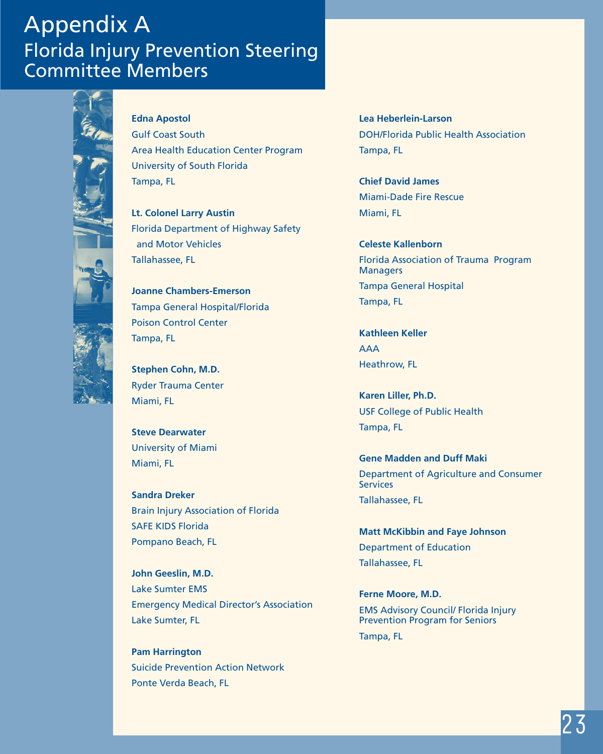# Appendix A
## Florida Injury Prevention Steering Committee Members

**Edna Apostol**
Gulf Coast South
Area Health Education Center Program
University of South Florida
Tampa, FL

**Lt. Colonel Larry Austin**
Florida Department of Highway Safety
and Motor Vehicles
Tallahassee, FL

**Joanne Chambers-Emerson**
Tampa General Hospital/Florida
Poison Control Center
Tampa, FL

**Stephen Cohn, M.D.**
Ryder Trauma Center
Miami, FL

**Steve Dearwater**
University of Miami
Miami, FL

**Sandra Dreker**
Brain Injury Association of Florida
SAFE KIDS Florida
Pompano Beach, FL

**John Geeslin, M.D.**
Lake Sumter EMS
Emergency Medical Director's Association
Lake Sumter, FL

**Pam Harrington**
Suicide Prevention Action Network
Ponte Verda Beach, FL

**Lea Heberlein-Larson**
DOH/Florida Public Health Association
Tampa, FL

**Chief David James**
Miami-Dade Fire Rescue
Miami, FL

**Celeste Kallenborn**
Florida Association of Trauma Program Managers
Tampa General Hospital
Tampa, FL

**Kathleen Keller**
AAA
Heathrow, FL

**Karen Liller, Ph.D.**
USF College of Public Health
Tampa, FL

**Gene Madden and Duff Maki**
Department of Agriculture and Consumer Services
Tallahassee, FL

**Matt McKibbin and Faye Johnson**
Department of Education
Tallahassee, FL

**Ferne Moore, M.D.**
EMS Advisory Council/ Florida Injury Prevention Program for Seniors
Tampa, FL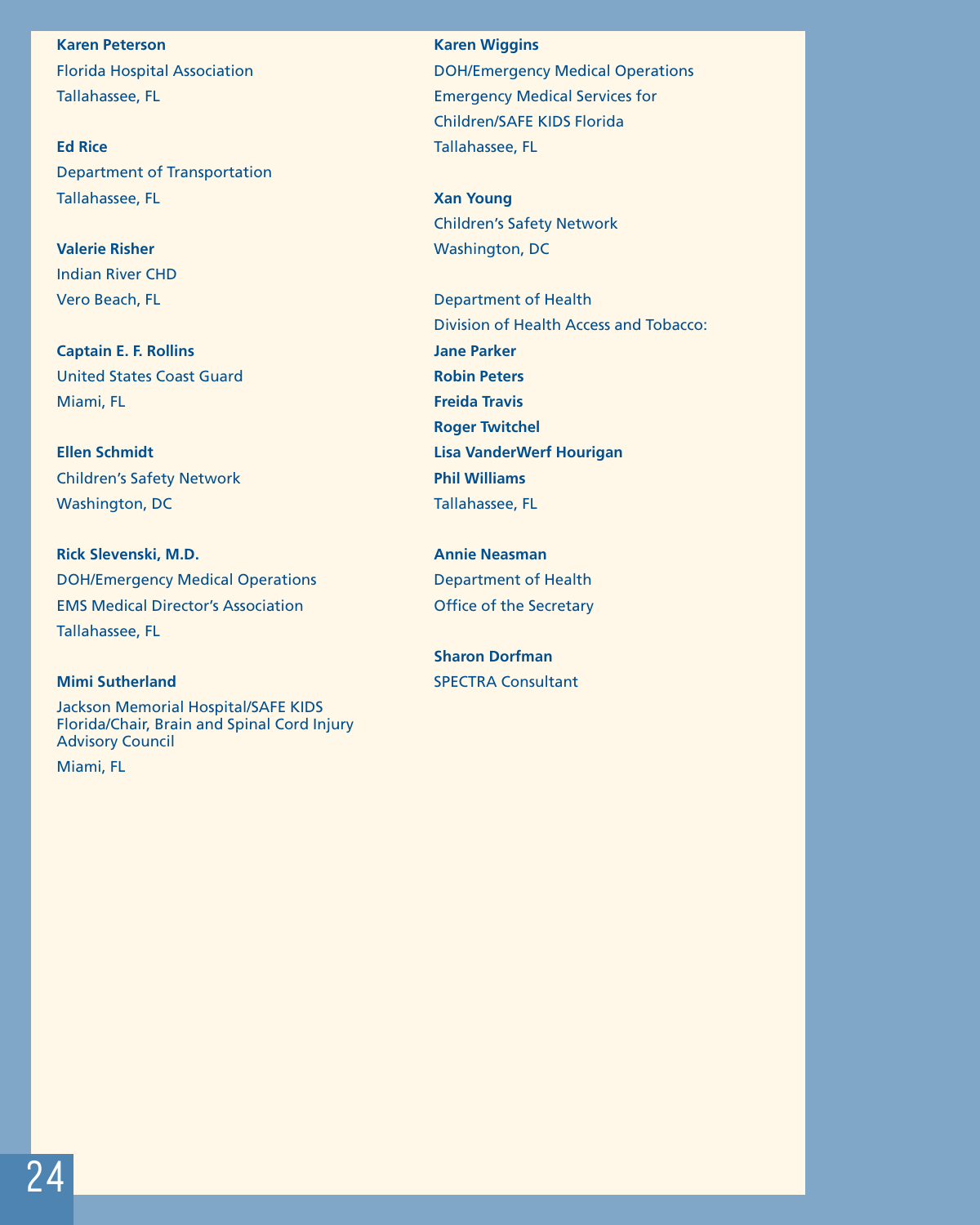**Karen Peterson**
Florida Hospital Association
Tallahassee, FL

**Ed Rice**
Department of Transportation
Tallahassee, FL

**Valerie Risher**
Indian River CHD
Vero Beach, FL

**Captain E. F. Rollins**
United States Coast Guard
Miami, FL

**Ellen Schmidt**
Children's Safety Network
Washington, DC

**Rick Slevenski, M.D.**
DOH/Emergency Medical Operations
EMS Medical Director's Association
Tallahassee, FL

**Mimi Sutherland**
Jackson Memorial Hospital/SAFE KIDS Florida/Chair, Brain and Spinal Cord Injury Advisory Council
Miami, FL

**Karen Wiggins**
DOH/Emergency Medical Operations
Emergency Medical Services for Children/SAFE KIDS Florida
Tallahassee, FL

**Xan Young**
Children's Safety Network
Washington, DC

Department of Health
Division of Health Access and Tobacco:
**Jane Parker**
**Robin Peters**
**Freida Travis**
**Roger Twitchel**
**Lisa VanderWerf Hourigan**
**Phil Williams**
Tallahassee, FL

**Annie Neasman**
Department of Health
Office of the Secretary

**Sharon Dorfman**
SPECTRA Consultant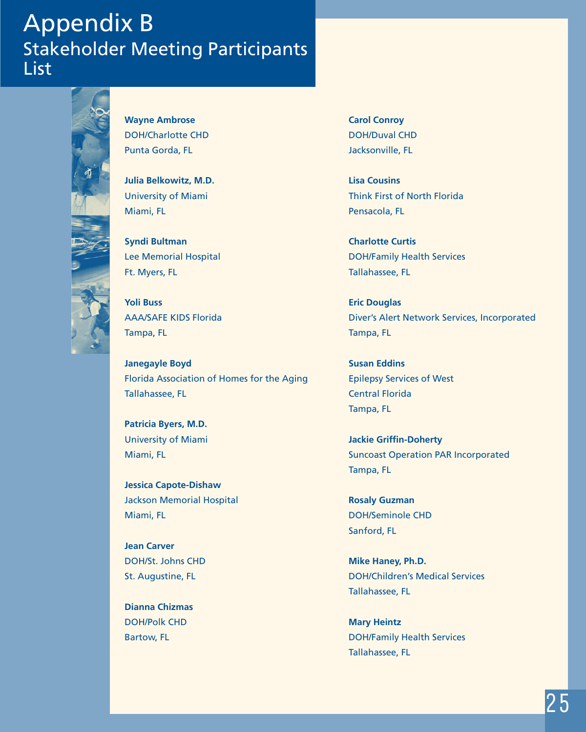# Appendix B

## Stakeholder Meeting Participants List

**Wayne Ambrose**
DOH/Charlotte CHD
Punta Gorda, FL

**Julia Belkowitz, M.D.**
University of Miami
Miami, FL

**Syndi Bultman**
Lee Memorial Hospital
Ft. Myers, FL

**Yoli Buss**
AAA/SAFE KIDS Florida
Tampa, FL

**Janegayle Boyd**
Florida Association of Homes for the Aging
Tallahassee, FL

**Patricia Byers, M.D.**
University of Miami
Miami, FL

**Jessica Capote-Dishaw**
Jackson Memorial Hospital
Miami, FL

**Jean Carver**
DOH/St. Johns CHD
St. Augustine, FL

**Dianna Chizmas**
DOH/Polk CHD
Bartow, FL

**Carol Conroy**
DOH/Duval CHD
Jacksonville, FL

**Lisa Cousins**
Think First of North Florida
Pensacola, FL

**Charlotte Curtis**
DOH/Family Health Services
Tallahassee, FL

**Eric Douglas**
Diver's Alert Network Services, Incorporated
Tampa, FL

**Susan Eddins**
Epilepsy Services of West Central Florida
Tampa, FL

**Jackie Griffin-Doherty**
Suncoast Operation PAR Incorporated
Tampa, FL

**Rosaly Guzman**
DOH/Seminole CHD
Sanford, FL

**Mike Haney, Ph.D.**
DOH/Children's Medical Services
Tallahassee, FL

**Mary Heintz**
DOH/Family Health Services
Tallahassee, FL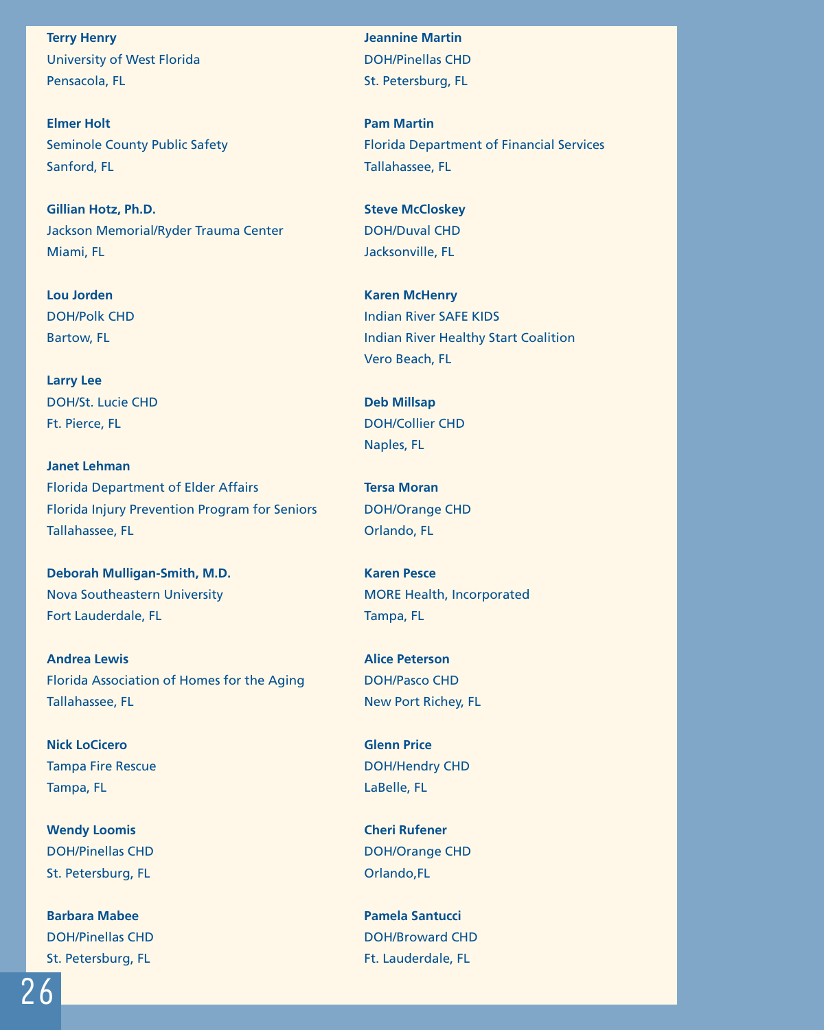**Terry Henry**
University of West Florida
Pensacola, FL

**Elmer Holt**
Seminole County Public Safety
Sanford, FL

**Gillian Hotz, Ph.D.**
Jackson Memorial/Ryder Trauma Center
Miami, FL

**Lou Jorden**
DOH/Polk CHD
Bartow, FL

**Larry Lee**
DOH/St. Lucie CHD
Ft. Pierce, FL

**Janet Lehman**
Florida Department of Elder Affairs
Florida Injury Prevention Program for Seniors
Tallahassee, FL

**Deborah Mulligan-Smith, M.D.**
Nova Southeastern University
Fort Lauderdale, FL

**Andrea Lewis**
Florida Association of Homes for the Aging
Tallahassee, FL

**Nick LoCicero**
Tampa Fire Rescue
Tampa, FL

**Wendy Loomis**
DOH/Pinellas CHD
St. Petersburg, FL

**Barbara Mabee**
DOH/Pinellas CHD
St. Petersburg, FL

**Jeannine Martin**
DOH/Pinellas CHD
St. Petersburg, FL

**Pam Martin**
Florida Department of Financial Services
Tallahassee, FL

**Steve McCloskey**
DOH/Duval CHD
Jacksonville, FL

**Karen McHenry**
Indian River SAFE KIDS
Indian River Healthy Start Coalition
Vero Beach, FL

**Deb Millsap**
DOH/Collier CHD
Naples, FL

**Tersa Moran**
DOH/Orange CHD
Orlando, FL

**Karen Pesce**
MORE Health, Incorporated
Tampa, FL

**Alice Peterson**
DOH/Pasco CHD
New Port Richey, FL

**Glenn Price**
DOH/Hendry CHD
LaBelle, FL

**Cheri Rufener**
DOH/Orange CHD
Orlando,FL

**Pamela Santucci**
DOH/Broward CHD
Ft. Lauderdale, FL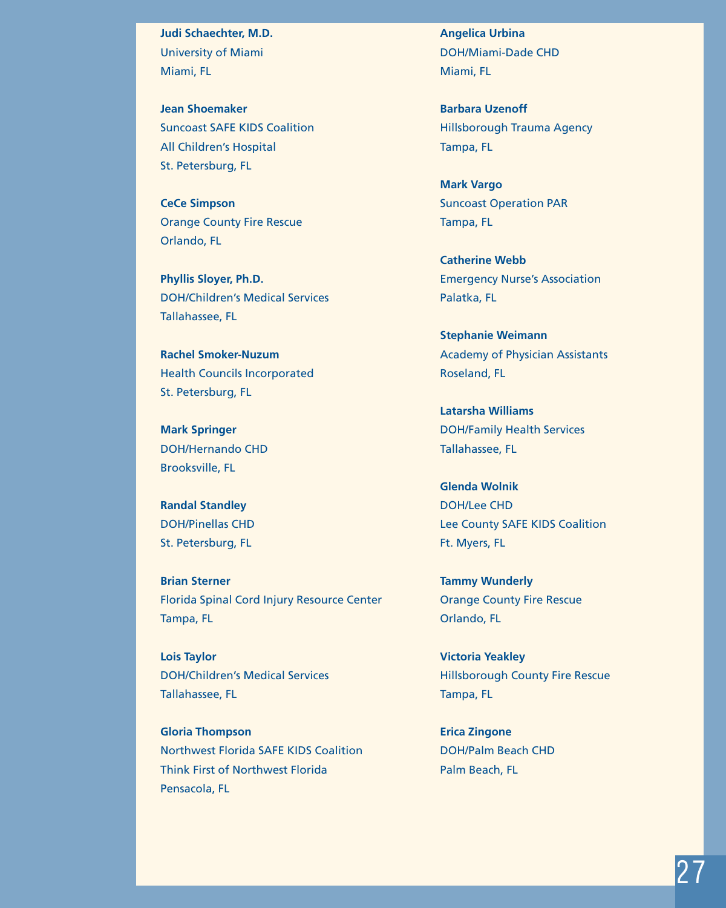**Judi Schaechter, M.D.**
University of Miami
Miami, FL

**Jean Shoemaker**
Suncoast SAFE KIDS Coalition
All Children's Hospital
St. Petersburg, FL

**CeCe Simpson**
Orange County Fire Rescue
Orlando, FL

**Phyllis Sloyer, Ph.D.**
DOH/Children's Medical Services
Tallahassee, FL

**Rachel Smoker-Nuzum**
Health Councils Incorporated
St. Petersburg, FL

**Mark Springer**
DOH/Hernando CHD
Brooksville, FL

**Randal Standley**
DOH/Pinellas CHD
St. Petersburg, FL

**Brian Sterner**
Florida Spinal Cord Injury Resource Center
Tampa, FL

**Lois Taylor**
DOH/Children's Medical Services
Tallahassee, FL

**Gloria Thompson**
Northwest Florida SAFE KIDS Coalition
Think First of Northwest Florida
Pensacola, FL

**Angelica Urbina**
DOH/Miami-Dade CHD
Miami, FL

**Barbara Uzenoff**
Hillsborough Trauma Agency
Tampa, FL

**Mark Vargo**
Suncoast Operation PAR
Tampa, FL

**Catherine Webb**
Emergency Nurse's Association
Palatka, FL

**Stephanie Weimann**
Academy of Physician Assistants
Roseland, FL

**Latarsha Williams**
DOH/Family Health Services
Tallahassee, FL

**Glenda Wolnik**
DOH/Lee CHD
Lee County SAFE KIDS Coalition
Ft. Myers, FL

**Tammy Wunderly**
Orange County Fire Rescue
Orlando, FL

**Victoria Yeakley**
Hillsborough County Fire Rescue
Tampa, FL

**Erica Zingone**
DOH/Palm Beach CHD
Palm Beach, FL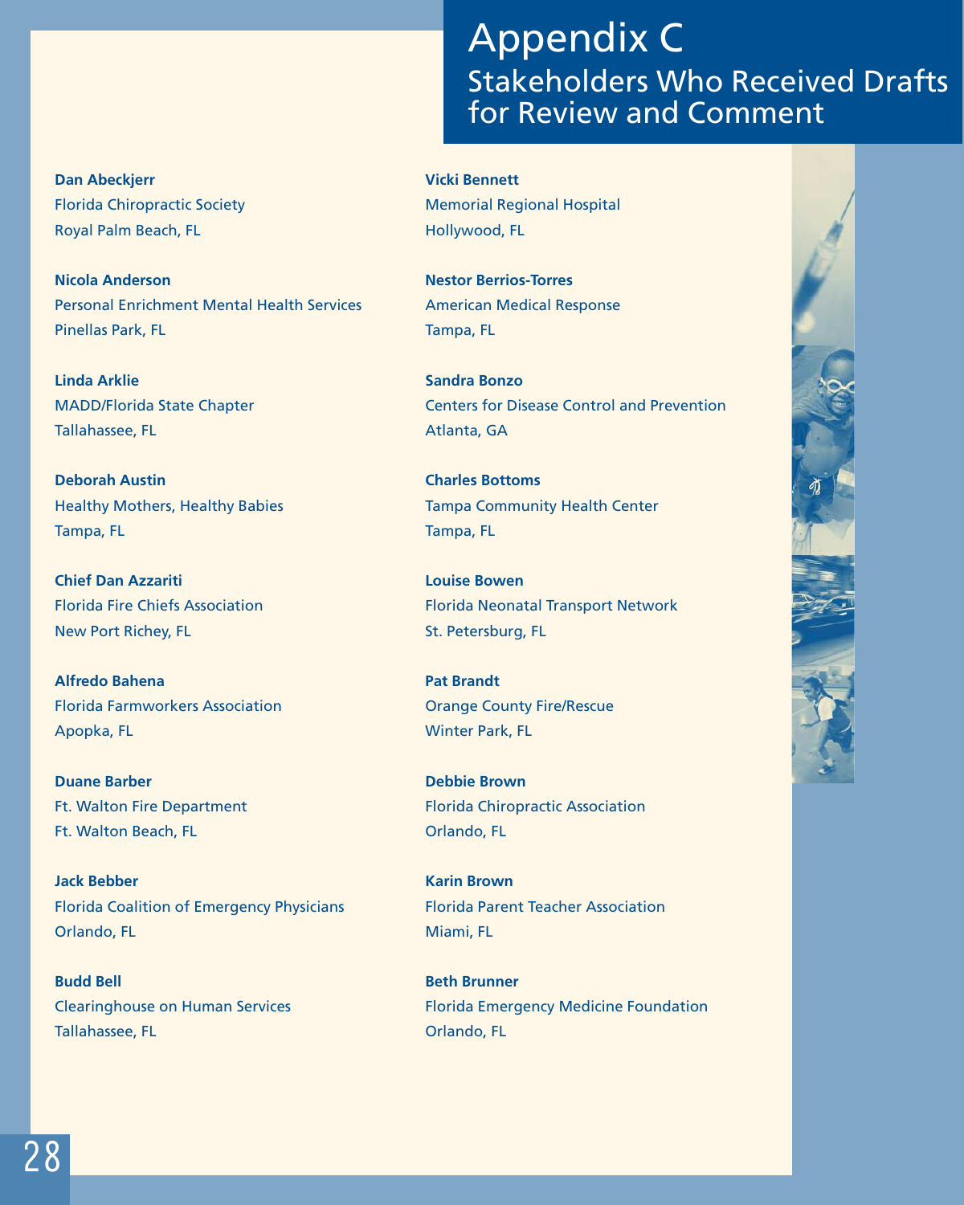# Appendix C
## Stakeholders Who Received Drafts for Review and Comment

**Dan Abeckjerr**
Florida Chiropractic Society
Royal Palm Beach, FL

**Nicola Anderson**
Personal Enrichment Mental Health Services
Pinellas Park, FL

**Linda Arklie**
MADD/Florida State Chapter
Tallahassee, FL

**Deborah Austin**
Healthy Mothers, Healthy Babies
Tampa, FL

**Chief Dan Azzariti**
Florida Fire Chiefs Association
New Port Richey, FL

**Alfredo Bahena**
Florida Farmworkers Association
Apopka, FL

**Duane Barber**
Ft. Walton Fire Department
Ft. Walton Beach, FL

**Jack Bebber**
Florida Coalition of Emergency Physicians
Orlando, FL

**Budd Bell**
Clearinghouse on Human Services
Tallahassee, FL

**Vicki Bennett**
Memorial Regional Hospital
Hollywood, FL

**Nestor Berrios-Torres**
American Medical Response
Tampa, FL

**Sandra Bonzo**
Centers for Disease Control and Prevention
Atlanta, GA

**Charles Bottoms**
Tampa Community Health Center
Tampa, FL

**Louise Bowen**
Florida Neonatal Transport Network
St. Petersburg, FL

**Pat Brandt**
Orange County Fire/Rescue
Winter Park, FL

**Debbie Brown**
Florida Chiropractic Association
Orlando, FL

**Karin Brown**
Florida Parent Teacher Association
Miami, FL

**Beth Brunner**
Florida Emergency Medicine Foundation
Orlando, FL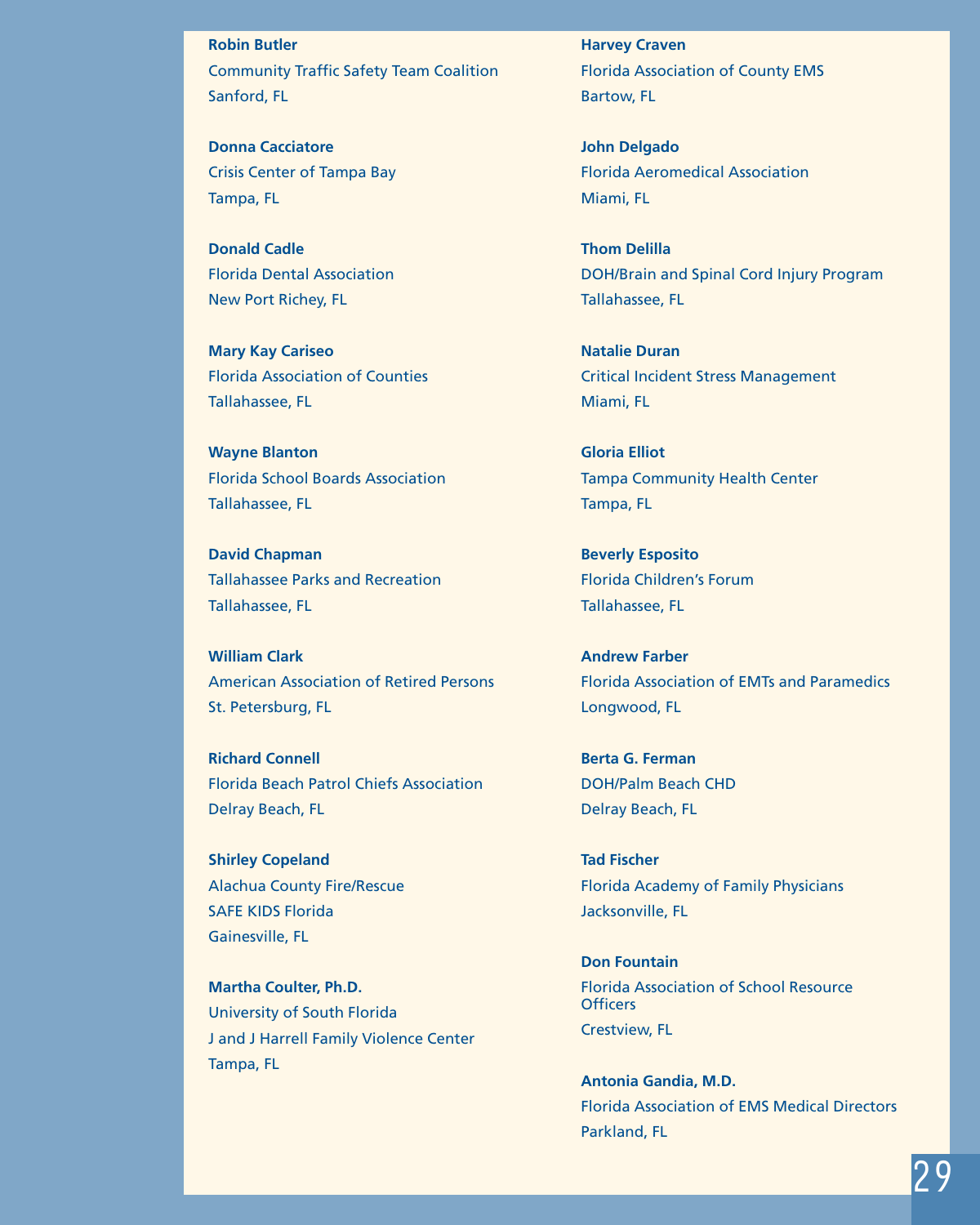**Robin Butler**
Community Traffic Safety Team Coalition
Sanford, FL

**Donna Cacciatore**
Crisis Center of Tampa Bay
Tampa, FL

**Donald Cadle**
Florida Dental Association
New Port Richey, FL

**Mary Kay Cariseo**
Florida Association of Counties
Tallahassee, FL

**Wayne Blanton**
Florida School Boards Association
Tallahassee, FL

**David Chapman**
Tallahassee Parks and Recreation
Tallahassee, FL

**William Clark**
American Association of Retired Persons
St. Petersburg, FL

**Richard Connell**
Florida Beach Patrol Chiefs Association
Delray Beach, FL

**Shirley Copeland**
Alachua County Fire/Rescue
SAFE KIDS Florida
Gainesville, FL

**Martha Coulter, Ph.D.**
University of South Florida
J and J Harrell Family Violence Center
Tampa, FL

**Harvey Craven**
Florida Association of County EMS
Bartow, FL

**John Delgado**
Florida Aeromedical Association
Miami, FL

**Thom Delilla**
DOH/Brain and Spinal Cord Injury Program
Tallahassee, FL

**Natalie Duran**
Critical Incident Stress Management
Miami, FL

**Gloria Elliot**
Tampa Community Health Center
Tampa, FL

**Beverly Esposito**
Florida Children's Forum
Tallahassee, FL

**Andrew Farber**
Florida Association of EMTs and Paramedics
Longwood, FL

**Berta G. Ferman**
DOH/Palm Beach CHD
Delray Beach, FL

**Tad Fischer**
Florida Academy of Family Physicians
Jacksonville, FL

**Don Fountain**
Florida Association of School Resource Officers
Crestview, FL

**Antonia Gandia, M.D.**
Florida Association of EMS Medical Directors
Parkland, FL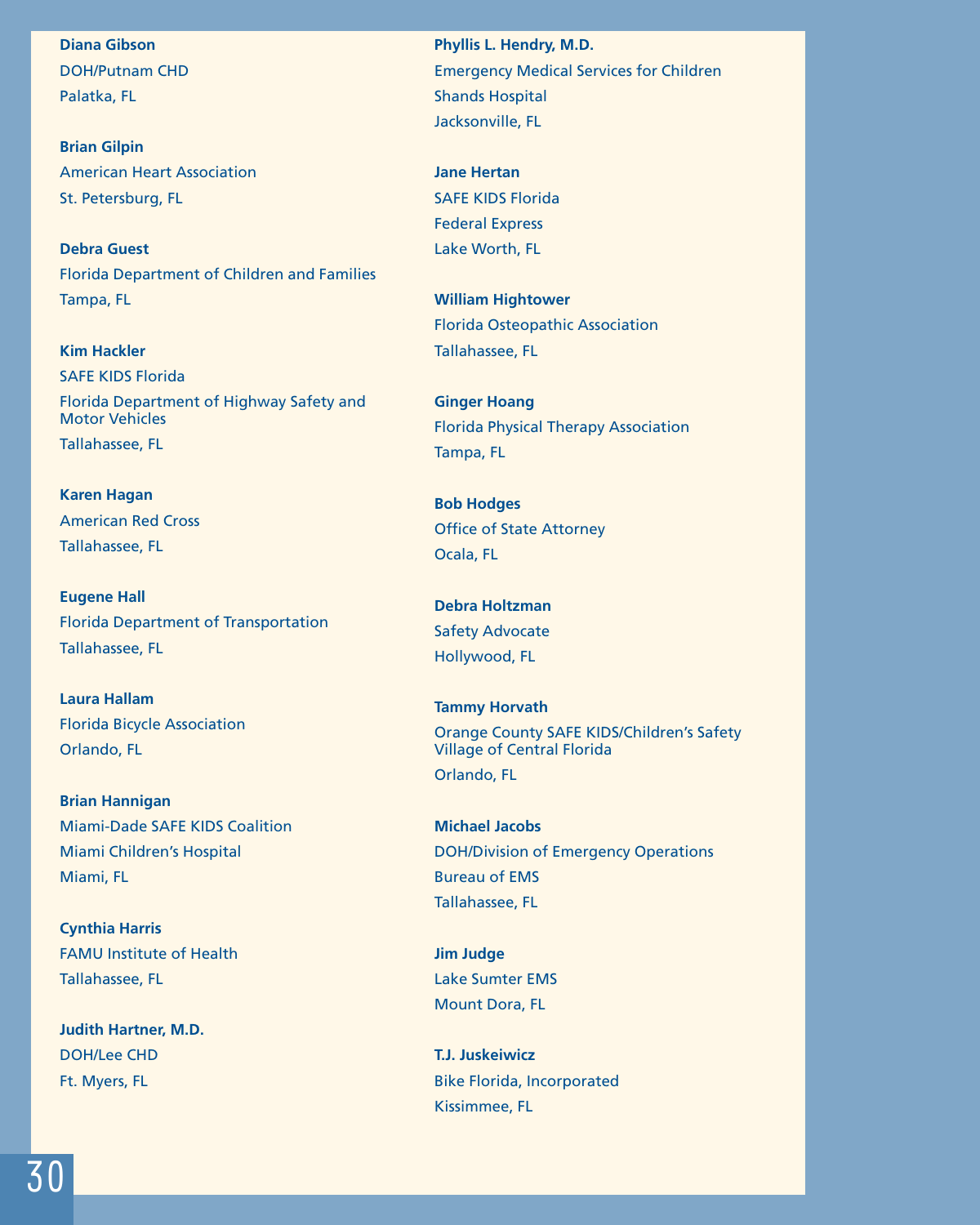**Diana Gibson**
DOH/Putnam CHD
Palatka, FL

**Brian Gilpin**
American Heart Association
St. Petersburg, FL

**Debra Guest**
Florida Department of Children and Families
Tampa, FL

**Kim Hackler**
SAFE KIDS Florida
Florida Department of Highway Safety and Motor Vehicles
Tallahassee, FL

**Karen Hagan**
American Red Cross
Tallahassee, FL

**Eugene Hall**
Florida Department of Transportation
Tallahassee, FL

**Laura Hallam**
Florida Bicycle Association
Orlando, FL

**Brian Hannigan**
Miami-Dade SAFE KIDS Coalition
Miami Children's Hospital
Miami, FL

**Cynthia Harris**
FAMU Institute of Health
Tallahassee, FL

**Judith Hartner, M.D.**
DOH/Lee CHD
Ft. Myers, FL

**Phyllis L. Hendry, M.D.**
Emergency Medical Services for Children
Shands Hospital
Jacksonville, FL

**Jane Hertan**
SAFE KIDS Florida
Federal Express
Lake Worth, FL

**William Hightower**
Florida Osteopathic Association
Tallahassee, FL

**Ginger Hoang**
Florida Physical Therapy Association
Tampa, FL

**Bob Hodges**
Office of State Attorney
Ocala, FL

**Debra Holtzman**
Safety Advocate
Hollywood, FL

**Tammy Horvath**
Orange County SAFE KIDS/Children's Safety Village of Central Florida
Orlando, FL

**Michael Jacobs**
DOH/Division of Emergency Operations
Bureau of EMS
Tallahassee, FL

**Jim Judge**
Lake Sumter EMS
Mount Dora, FL

**T.J. Juskeiwicz**
Bike Florida, Incorporated
Kissimmee, FL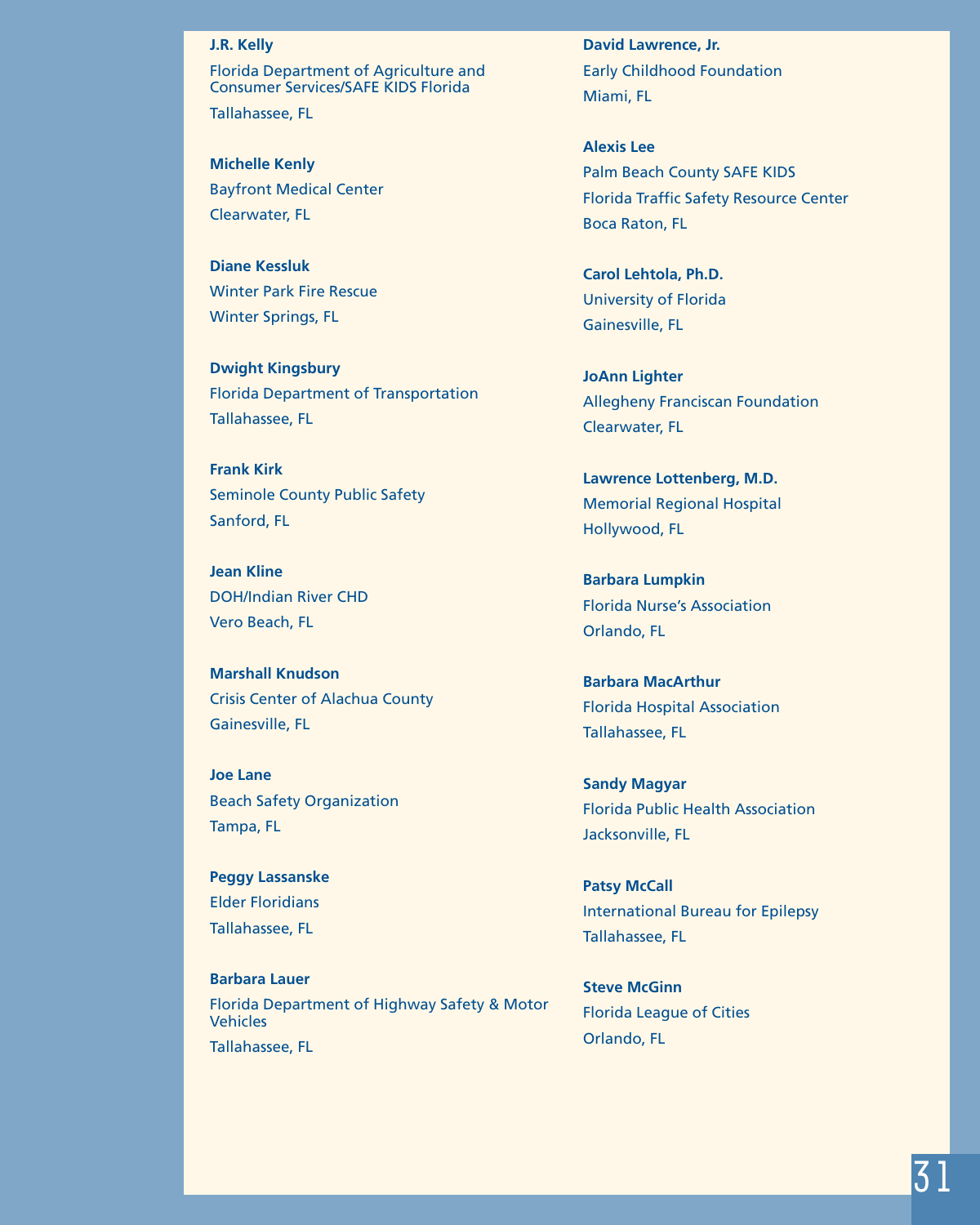**J.R. Kelly**
Florida Department of Agriculture and Consumer Services/SAFE KIDS Florida
Tallahassee, FL

**Michelle Kenly**
Bayfront Medical Center
Clearwater, FL

**Diane Kessluk**
Winter Park Fire Rescue
Winter Springs, FL

**Dwight Kingsbury**
Florida Department of Transportation
Tallahassee, FL

**Frank Kirk**
Seminole County Public Safety
Sanford, FL

**Jean Kline**
DOH/Indian River CHD
Vero Beach, FL

**Marshall Knudson**
Crisis Center of Alachua County
Gainesville, FL

**Joe Lane**
Beach Safety Organization
Tampa, FL

**Peggy Lassanske**
Elder Floridians
Tallahassee, FL

**Barbara Lauer**
Florida Department of Highway Safety & Motor Vehicles
Tallahassee, FL

**David Lawrence, Jr.**
Early Childhood Foundation
Miami, FL

**Alexis Lee**
Palm Beach County SAFE KIDS
Florida Traffic Safety Resource Center
Boca Raton, FL

**Carol Lehtola, Ph.D.**
University of Florida
Gainesville, FL

**JoAnn Lighter**
Allegheny Franciscan Foundation
Clearwater, FL

**Lawrence Lottenberg, M.D.**
Memorial Regional Hospital
Hollywood, FL

**Barbara Lumpkin**
Florida Nurse's Association
Orlando, FL

**Barbara MacArthur**
Florida Hospital Association
Tallahassee, FL

**Sandy Magyar**
Florida Public Health Association
Jacksonville, FL

**Patsy McCall**
International Bureau for Epilepsy
Tallahassee, FL

**Steve McGinn**
Florida League of Cities
Orlando, FL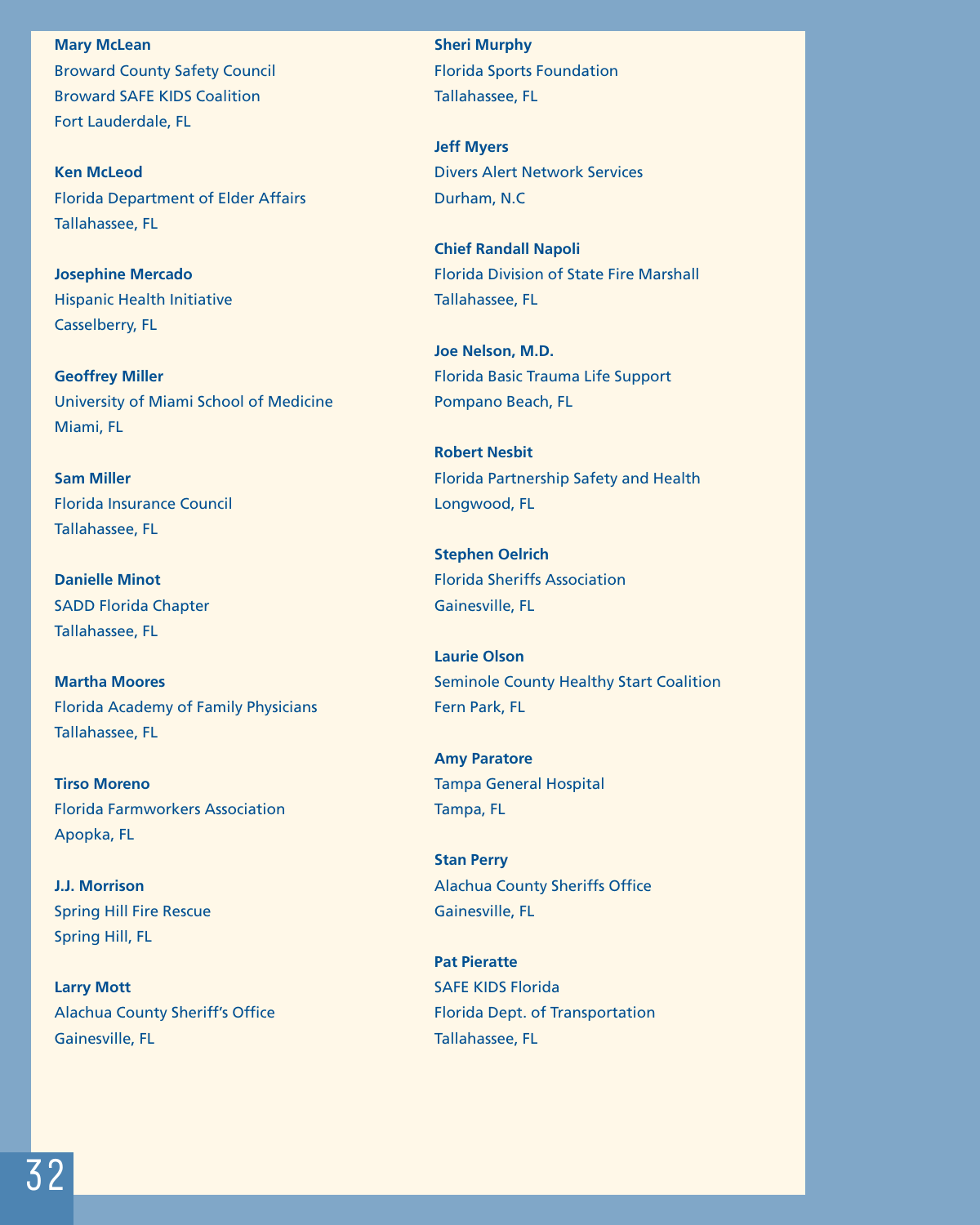**Mary McLean**
Broward County Safety Council
Broward SAFE KIDS Coalition
Fort Lauderdale, FL

**Ken McLeod**
Florida Department of Elder Affairs
Tallahassee, FL

**Josephine Mercado**
Hispanic Health Initiative
Casselberry, FL

**Geoffrey Miller**
University of Miami School of Medicine
Miami, FL

**Sam Miller**
Florida Insurance Council
Tallahassee, FL

**Danielle Minot**
SADD Florida Chapter
Tallahassee, FL

**Martha Moores**
Florida Academy of Family Physicians
Tallahassee, FL

**Tirso Moreno**
Florida Farmworkers Association
Apopka, FL

**J.J. Morrison**
Spring Hill Fire Rescue
Spring Hill, FL

**Larry Mott**
Alachua County Sheriff's Office
Gainesville, FL

**Sheri Murphy**
Florida Sports Foundation
Tallahassee, FL

**Jeff Myers**
Divers Alert Network Services
Durham, N.C

**Chief Randall Napoli**
Florida Division of State Fire Marshall
Tallahassee, FL

**Joe Nelson, M.D.**
Florida Basic Trauma Life Support
Pompano Beach, FL

**Robert Nesbit**
Florida Partnership Safety and Health
Longwood, FL

**Stephen Oelrich**
Florida Sheriffs Association
Gainesville, FL

**Laurie Olson**
Seminole County Healthy Start Coalition
Fern Park, FL

**Amy Paratore**
Tampa General Hospital
Tampa, FL

**Stan Perry**
Alachua County Sheriffs Office
Gainesville, FL

**Pat Pieratte**
SAFE KIDS Florida
Florida Dept. of Transportation
Tallahassee, FL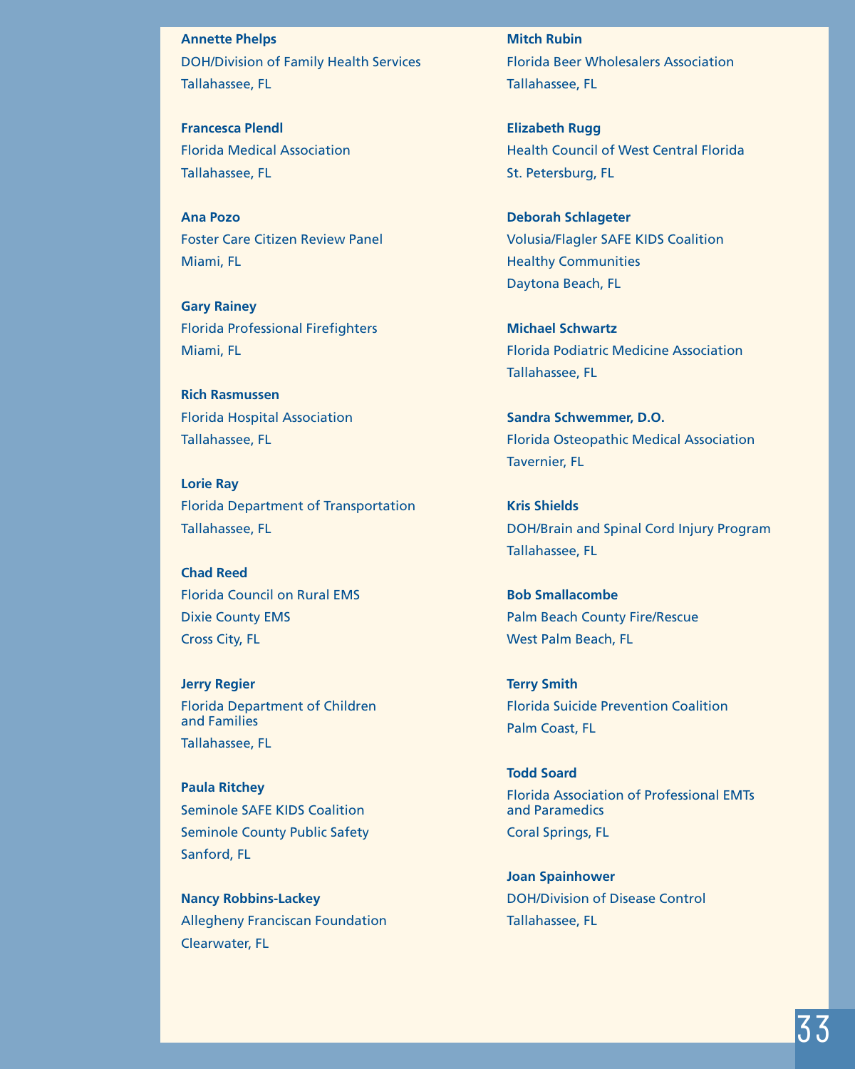**Annette Phelps**
DOH/Division of Family Health Services
Tallahassee, FL

**Francesca Plendl**
Florida Medical Association
Tallahassee, FL

**Ana Pozo**
Foster Care Citizen Review Panel
Miami, FL

**Gary Rainey**
Florida Professional Firefighters
Miami, FL

**Rich Rasmussen**
Florida Hospital Association
Tallahassee, FL

**Lorie Ray**
Florida Department of Transportation
Tallahassee, FL

**Chad Reed**
Florida Council on Rural EMS
Dixie County EMS
Cross City, FL

**Jerry Regier**
Florida Department of Children and Families
Tallahassee, FL

**Paula Ritchey**
Seminole SAFE KIDS Coalition
Seminole County Public Safety
Sanford, FL

**Nancy Robbins-Lackey**
Allegheny Franciscan Foundation
Clearwater, FL

**Mitch Rubin**
Florida Beer Wholesalers Association
Tallahassee, FL

**Elizabeth Rugg**
Health Council of West Central Florida
St. Petersburg, FL

**Deborah Schlageter**
Volusia/Flagler SAFE KIDS Coalition
Healthy Communities
Daytona Beach, FL

**Michael Schwartz**
Florida Podiatric Medicine Association
Tallahassee, FL

**Sandra Schwemmer, D.O.**
Florida Osteopathic Medical Association
Tavernier, FL

**Kris Shields**
DOH/Brain and Spinal Cord Injury Program
Tallahassee, FL

**Bob Smallacombe**
Palm Beach County Fire/Rescue
West Palm Beach, FL

**Terry Smith**
Florida Suicide Prevention Coalition
Palm Coast, FL

**Todd Soard**
Florida Association of Professional EMTs and Paramedics
Coral Springs, FL

**Joan Spainhower**
DOH/Division of Disease Control
Tallahassee, FL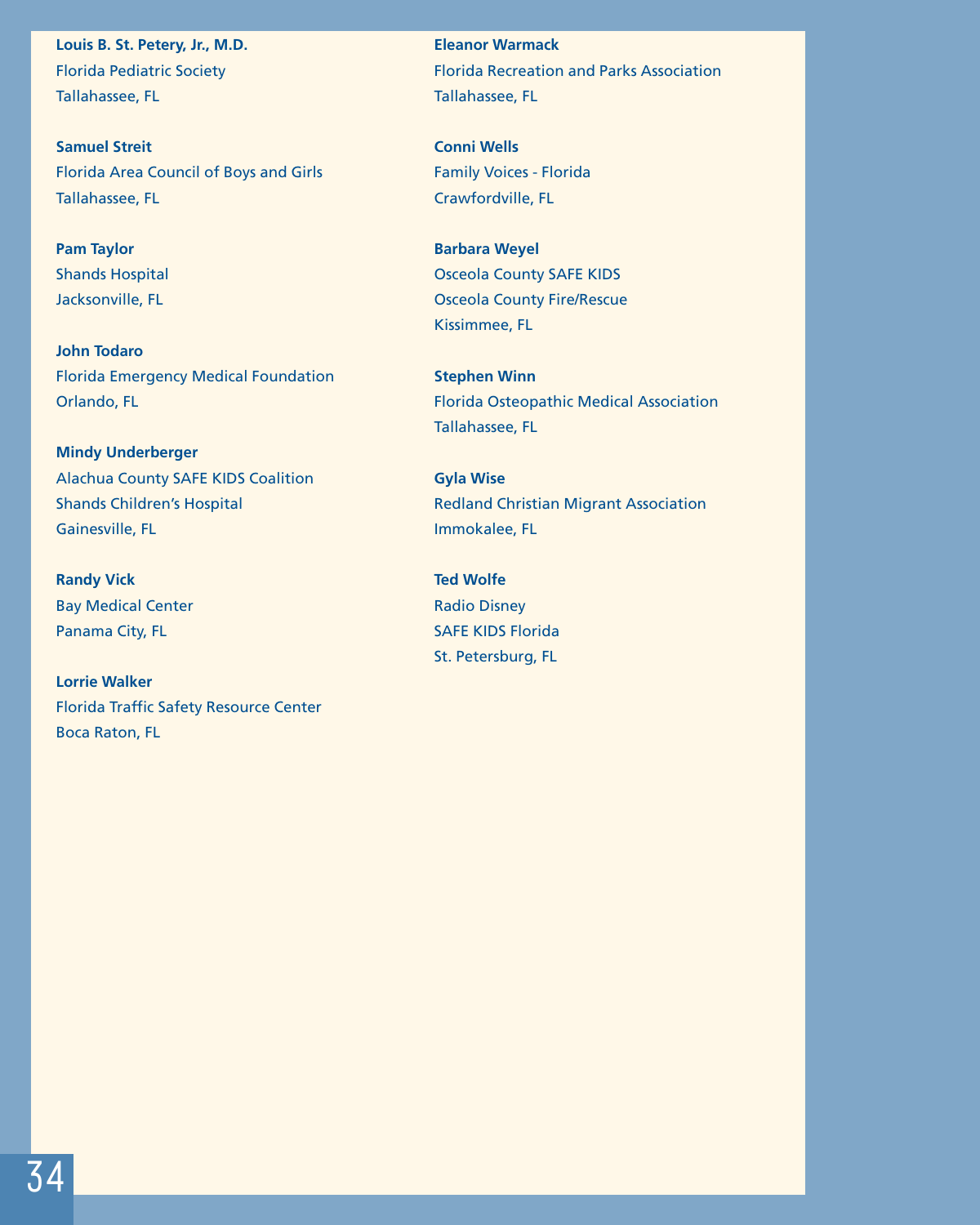**Louis B. St. Petery, Jr., M.D.**
Florida Pediatric Society
Tallahassee, FL

**Samuel Streit**
Florida Area Council of Boys and Girls
Tallahassee, FL

**Pam Taylor**
Shands Hospital
Jacksonville, FL

**John Todaro**
Florida Emergency Medical Foundation
Orlando, FL

**Mindy Underberger**
Alachua County SAFE KIDS Coalition
Shands Children's Hospital
Gainesville, FL

**Randy Vick**
Bay Medical Center
Panama City, FL

**Lorrie Walker**
Florida Traffic Safety Resource Center
Boca Raton, FL

**Eleanor Warmack**
Florida Recreation and Parks Association
Tallahassee, FL

**Conni Wells**
Family Voices - Florida
Crawfordville, FL

**Barbara Weyel**
Osceola County SAFE KIDS
Osceola County Fire/Rescue
Kissimmee, FL

**Stephen Winn**
Florida Osteopathic Medical Association
Tallahassee, FL

**Gyla Wise**
Redland Christian Migrant Association
Immokalee, FL

**Ted Wolfe**
Radio Disney
SAFE KIDS Florida
St. Petersburg, FL